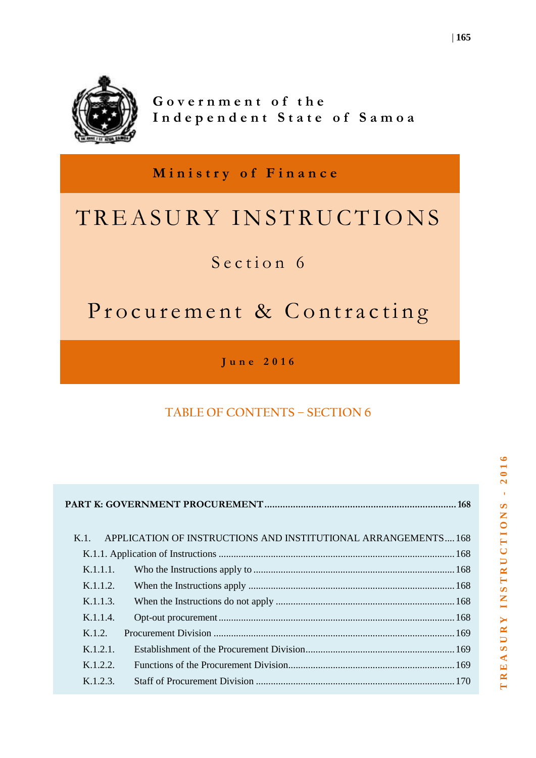Government of the
Independent State of Samoa

**Ministry of Finance**

# TREASURY INSTRUCTIONS

## Section 6

## Procurement & Contracting

**June 2016**

## TABLE OF CONTENTS – SECTION 6

**PART K: GOVERNMENT PROCUREMENT** .......... 168

K.1. APPLICATION OF INSTRUCTIONS AND INSTITUTIONAL ARRANGEMENTS .......... 168

- K.1.1. Application of Instructions .......... 168
  - K.1.1.1. Who the Instructions apply to .......... 168
  - K.1.1.2. When the Instructions apply .......... 168
  - K.1.1.3. When the Instructions do not apply .......... 168
  - K.1.1.4. Opt-out procurement .......... 168
- K.1.2. Procurement Division .......... 169
  - K.1.2.1. Establishment of the Procurement Division .......... 169
  - K.1.2.2. Functions of the Procurement Division .......... 169
  - K.1.2.3. Staff of Procurement Division .......... 170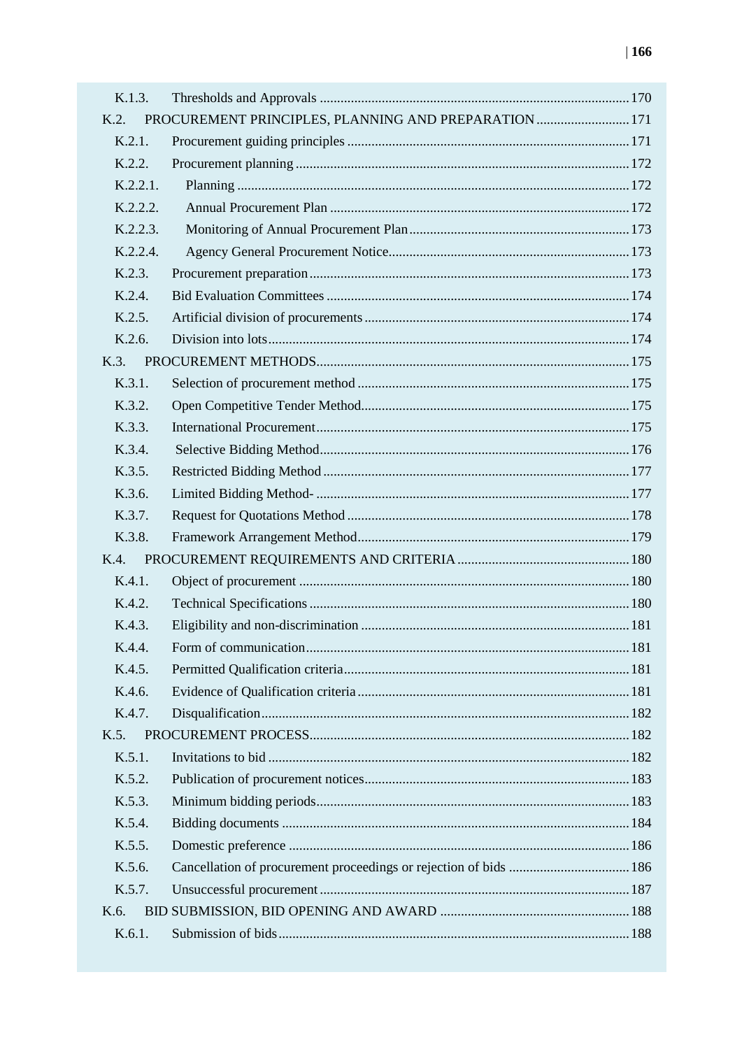K.1.3. Thresholds and Approvals ........................................................................................ 170

K.2. PROCUREMENT PRINCIPLES, PLANNING AND PREPARATION ........................... 171

K.2.1. Procurement guiding principles ................................................................................. 171

K.2.2. Procurement planning ................................................................................................ 172

K.2.2.1. Planning ................................................................................................................ 172

K.2.2.2. Annual Procurement Plan ...................................................................................... 172

K.2.2.3. Monitoring of Annual Procurement Plan ............................................................... 173

K.2.2.4. Agency General Procurement Notice..................................................................... 173

K.2.3. Procurement preparation ............................................................................................ 173

K.2.4. Bid Evaluation Committees ....................................................................................... 174

K.2.5. Artificial division of procurements ............................................................................ 174

K.2.6. Division into lots........................................................................................................ 174

K.3. PROCUREMENT METHODS......................................................................................... 175

K.3.1. Selection of procurement method .............................................................................. 175

K.3.2. Open Competitive Tender Method............................................................................. 175

K.3.3. International Procurement.......................................................................................... 175

K.3.4. Selective Bidding Method.......................................................................................... 176

K.3.5. Restricted Bidding Method ........................................................................................ 177

K.3.6. Limited Bidding Method- .......................................................................................... 177

K.3.7. Request for Quotations Method ................................................................................. 178

K.3.8. Framework Arrangement Method.............................................................................. 179

K.4. PROCUREMENT REQUIREMENTS AND CRITERIA ................................................. 180

K.4.1. Object of procurement ............................................................................................... 180

K.4.2. Technical Specifications ............................................................................................ 180

K.4.3. Eligibility and non-discrimination ............................................................................. 181

K.4.4. Form of communication............................................................................................. 181

K.4.5. Permitted Qualification criteria.................................................................................. 181

K.4.6. Evidence of Qualification criteria .............................................................................. 181

K.4.7. Disqualification.......................................................................................................... 182

K.5. PROCUREMENT PROCESS........................................................................................... 182

K.5.1. Invitations to bid ........................................................................................................ 182

K.5.2. Publication of procurement notices............................................................................ 183

K.5.3. Minimum bidding periods.......................................................................................... 183

K.5.4. Bidding documents .................................................................................................... 184

K.5.5. Domestic preference .................................................................................................. 186

K.5.6. Cancellation of procurement proceedings or rejection of bids .................................. 186

K.5.7. Unsuccessful procurement ......................................................................................... 187

K.6. BID SUBMISSION, BID OPENING AND AWARD ...................................................... 188

K.6.1. Submission of bids..................................................................................................... 188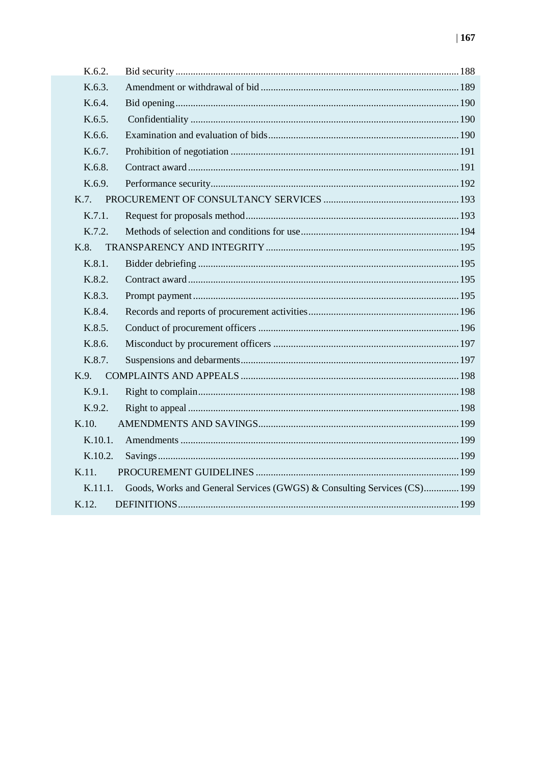K.6.2. Bid security ... 188

K.6.3. Amendment or withdrawal of bid ... 189

K.6.4. Bid opening ... 190

K.6.5. Confidentiality ... 190

K.6.6. Examination and evaluation of bids ... 190

K.6.7. Prohibition of negotiation ... 191

K.6.8. Contract award ... 191

K.6.9. Performance security ... 192

K.7. PROCUREMENT OF CONSULTANCY SERVICES ... 193

K.7.1. Request for proposals method ... 193

K.7.2. Methods of selection and conditions for use ... 194

K.8. TRANSPARENCY AND INTEGRITY ... 195

K.8.1. Bidder debriefing ... 195

K.8.2. Contract award ... 195

K.8.3. Prompt payment ... 195

K.8.4. Records and reports of procurement activities ... 196

K.8.5. Conduct of procurement officers ... 196

K.8.6. Misconduct by procurement officers ... 197

K.8.7. Suspensions and debarments ... 197

K.9. COMPLAINTS AND APPEALS ... 198

K.9.1. Right to complain ... 198

K.9.2. Right to appeal ... 198

K.10. AMENDMENTS AND SAVINGS ... 199

K.10.1. Amendments ... 199

K.10.2. Savings ... 199

K.11. PROCUREMENT GUIDELINES ... 199

K.11.1. Goods, Works and General Services (GWGS) & Consulting Services (CS) ... 199

K.12. DEFINITIONS ... 199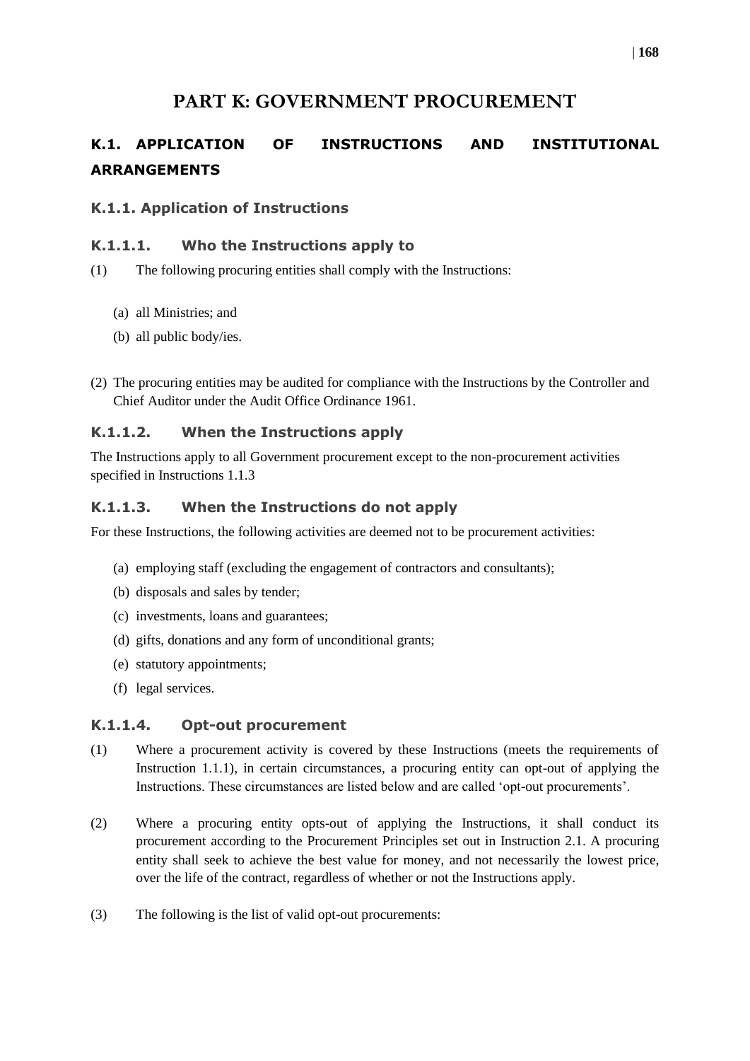# PART K: GOVERNMENT PROCUREMENT

## K.1. APPLICATION OF INSTRUCTIONS AND INSTITUTIONAL ARRANGEMENTS

### K.1.1. Application of Instructions

#### K.1.1.1. Who the Instructions apply to

(1) The following procuring entities shall comply with the Instructions:

- (a) all Ministries; and
- (b) all public body/ies.

(2) The procuring entities may be audited for compliance with the Instructions by the Controller and Chief Auditor under the Audit Office Ordinance 1961.

#### K.1.1.2. When the Instructions apply

The Instructions apply to all Government procurement except to the non-procurement activities specified in Instructions 1.1.3

#### K.1.1.3. When the Instructions do not apply

For these Instructions, the following activities are deemed not to be procurement activities:

- (a) employing staff (excluding the engagement of contractors and consultants);
- (b) disposals and sales by tender;
- (c) investments, loans and guarantees;
- (d) gifts, donations and any form of unconditional grants;
- (e) statutory appointments;
- (f) legal services.

#### K.1.1.4. Opt-out procurement

(1) Where a procurement activity is covered by these Instructions (meets the requirements of Instruction 1.1.1), in certain circumstances, a procuring entity can opt-out of applying the Instructions. These circumstances are listed below and are called 'opt-out procurements'.

(2) Where a procuring entity opts-out of applying the Instructions, it shall conduct its procurement according to the Procurement Principles set out in Instruction 2.1. A procuring entity shall seek to achieve the best value for money, and not necessarily the lowest price, over the life of the contract, regardless of whether or not the Instructions apply.

(3) The following is the list of valid opt-out procurements: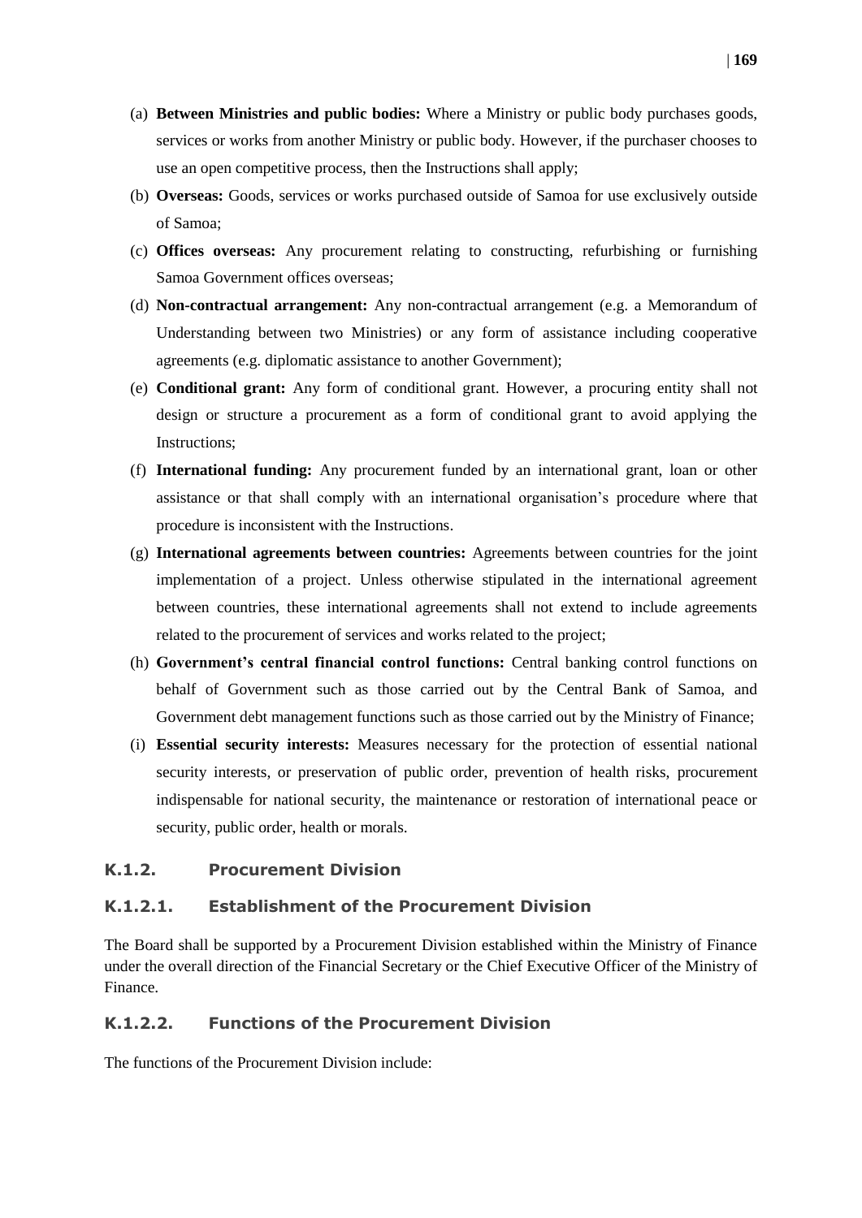(a) **Between Ministries and public bodies:** Where a Ministry or public body purchases goods, services or works from another Ministry or public body. However, if the purchaser chooses to use an open competitive process, then the Instructions shall apply;

(b) **Overseas:** Goods, services or works purchased outside of Samoa for use exclusively outside of Samoa;

(c) **Offices overseas:** Any procurement relating to constructing, refurbishing or furnishing Samoa Government offices overseas;

(d) **Non-contractual arrangement:** Any non-contractual arrangement (e.g. a Memorandum of Understanding between two Ministries) or any form of assistance including cooperative agreements (e.g. diplomatic assistance to another Government);

(e) **Conditional grant:** Any form of conditional grant. However, a procuring entity shall not design or structure a procurement as a form of conditional grant to avoid applying the Instructions;

(f) **International funding:** Any procurement funded by an international grant, loan or other assistance or that shall comply with an international organisation's procedure where that procedure is inconsistent with the Instructions.

(g) **International agreements between countries:** Agreements between countries for the joint implementation of a project. Unless otherwise stipulated in the international agreement between countries, these international agreements shall not extend to include agreements related to the procurement of services and works related to the project;

(h) **Government's central financial control functions:** Central banking control functions on behalf of Government such as those carried out by the Central Bank of Samoa, and Government debt management functions such as those carried out by the Ministry of Finance;

(i) **Essential security interests:** Measures necessary for the protection of essential national security interests, or preservation of public order, prevention of health risks, procurement indispensable for national security, the maintenance or restoration of international peace or security, public order, health or morals.

### K.1.2. Procurement Division

#### K.1.2.1. Establishment of the Procurement Division

The Board shall be supported by a Procurement Division established within the Ministry of Finance under the overall direction of the Financial Secretary or the Chief Executive Officer of the Ministry of Finance.

#### K.1.2.2. Functions of the Procurement Division

The functions of the Procurement Division include: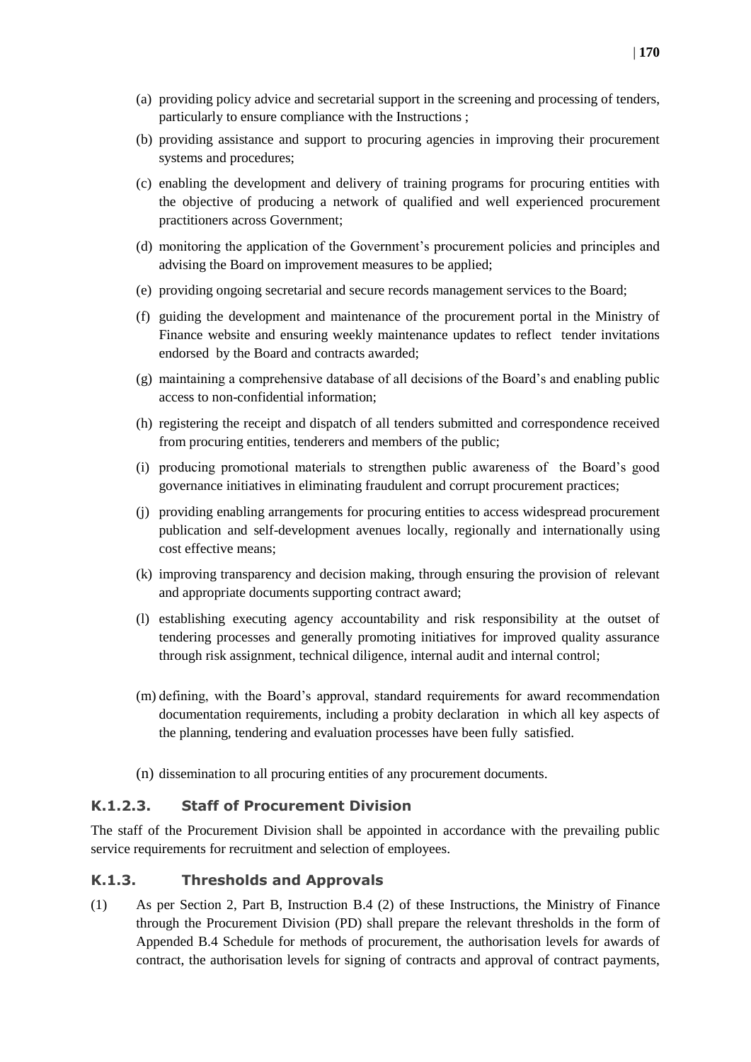(a) providing policy advice and secretarial support in the screening and processing of tenders, particularly to ensure compliance with the Instructions ;

(b) providing assistance and support to procuring agencies in improving their procurement systems and procedures;

(c) enabling the development and delivery of training programs for procuring entities with the objective of producing a network of qualified and well experienced procurement practitioners across Government;

(d) monitoring the application of the Government's procurement policies and principles and advising the Board on improvement measures to be applied;

(e) providing ongoing secretarial and secure records management services to the Board;

(f) guiding the development and maintenance of the procurement portal in the Ministry of Finance website and ensuring weekly maintenance updates to reflect tender invitations endorsed by the Board and contracts awarded;

(g) maintaining a comprehensive database of all decisions of the Board's and enabling public access to non-confidential information;

(h) registering the receipt and dispatch of all tenders submitted and correspondence received from procuring entities, tenderers and members of the public;

(i) producing promotional materials to strengthen public awareness of the Board's good governance initiatives in eliminating fraudulent and corrupt procurement practices;

(j) providing enabling arrangements for procuring entities to access widespread procurement publication and self-development avenues locally, regionally and internationally using cost effective means;

(k) improving transparency and decision making, through ensuring the provision of relevant and appropriate documents supporting contract award;

(l) establishing executing agency accountability and risk responsibility at the outset of tendering processes and generally promoting initiatives for improved quality assurance through risk assignment, technical diligence, internal audit and internal control;

(m) defining, with the Board's approval, standard requirements for award recommendation documentation requirements, including a probity declaration in which all key aspects of the planning, tendering and evaluation processes have been fully satisfied.

(n) dissemination to all procuring entities of any procurement documents.

### K.1.2.3. Staff of Procurement Division

The staff of the Procurement Division shall be appointed in accordance with the prevailing public service requirements for recruitment and selection of employees.

### K.1.3. Thresholds and Approvals

(1) As per Section 2, Part B, Instruction B.4 (2) of these Instructions, the Ministry of Finance through the Procurement Division (PD) shall prepare the relevant thresholds in the form of Appended B.4 Schedule for methods of procurement, the authorisation levels for awards of contract, the authorisation levels for signing of contracts and approval of contract payments,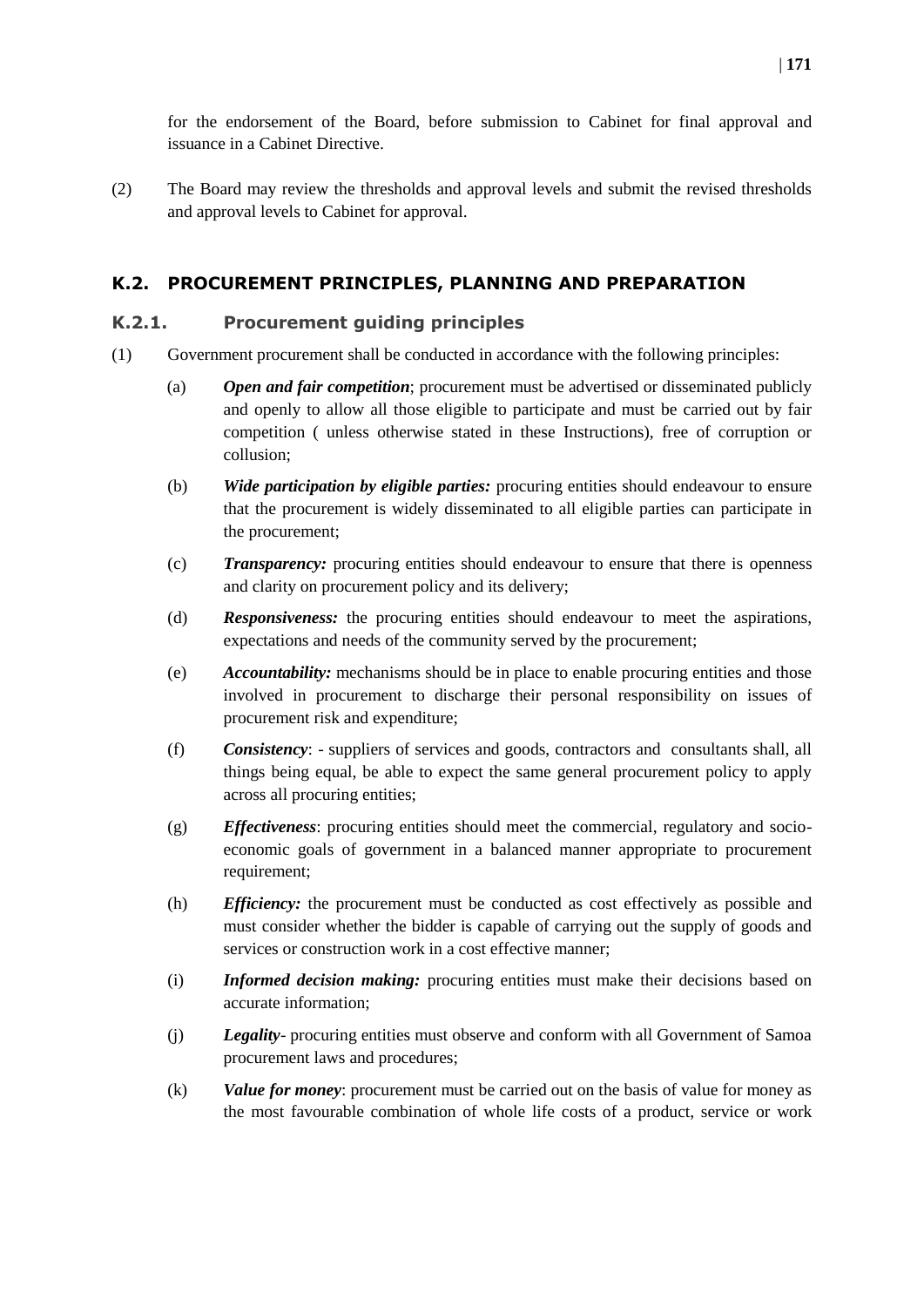for the endorsement of the Board, before submission to Cabinet for final approval and issuance in a Cabinet Directive.

(2) The Board may review the thresholds and approval levels and submit the revised thresholds and approval levels to Cabinet for approval.

## K.2. PROCUREMENT PRINCIPLES, PLANNING AND PREPARATION

### K.2.1. Procurement guiding principles

(1) Government procurement shall be conducted in accordance with the following principles:

(a) ***Open and fair competition***; procurement must be advertised or disseminated publicly and openly to allow all those eligible to participate and must be carried out by fair competition ( unless otherwise stated in these Instructions), free of corruption or collusion;

(b) ***Wide participation by eligible parties:*** procuring entities should endeavour to ensure that the procurement is widely disseminated to all eligible parties can participate in the procurement;

(c) ***Transparency:*** procuring entities should endeavour to ensure that there is openness and clarity on procurement policy and its delivery;

(d) ***Responsiveness:*** the procuring entities should endeavour to meet the aspirations, expectations and needs of the community served by the procurement;

(e) ***Accountability:*** mechanisms should be in place to enable procuring entities and those involved in procurement to discharge their personal responsibility on issues of procurement risk and expenditure;

(f) ***Consistency***: - suppliers of services and goods, contractors and consultants shall, all things being equal, be able to expect the same general procurement policy to apply across all procuring entities;

(g) ***Effectiveness***: procuring entities should meet the commercial, regulatory and socio-economic goals of government in a balanced manner appropriate to procurement requirement;

(h) ***Efficiency:*** the procurement must be conducted as cost effectively as possible and must consider whether the bidder is capable of carrying out the supply of goods and services or construction work in a cost effective manner;

(i) ***Informed decision making:*** procuring entities must make their decisions based on accurate information;

(j) ***Legality***- procuring entities must observe and conform with all Government of Samoa procurement laws and procedures;

(k) ***Value for money***: procurement must be carried out on the basis of value for money as the most favourable combination of whole life costs of a product, service or work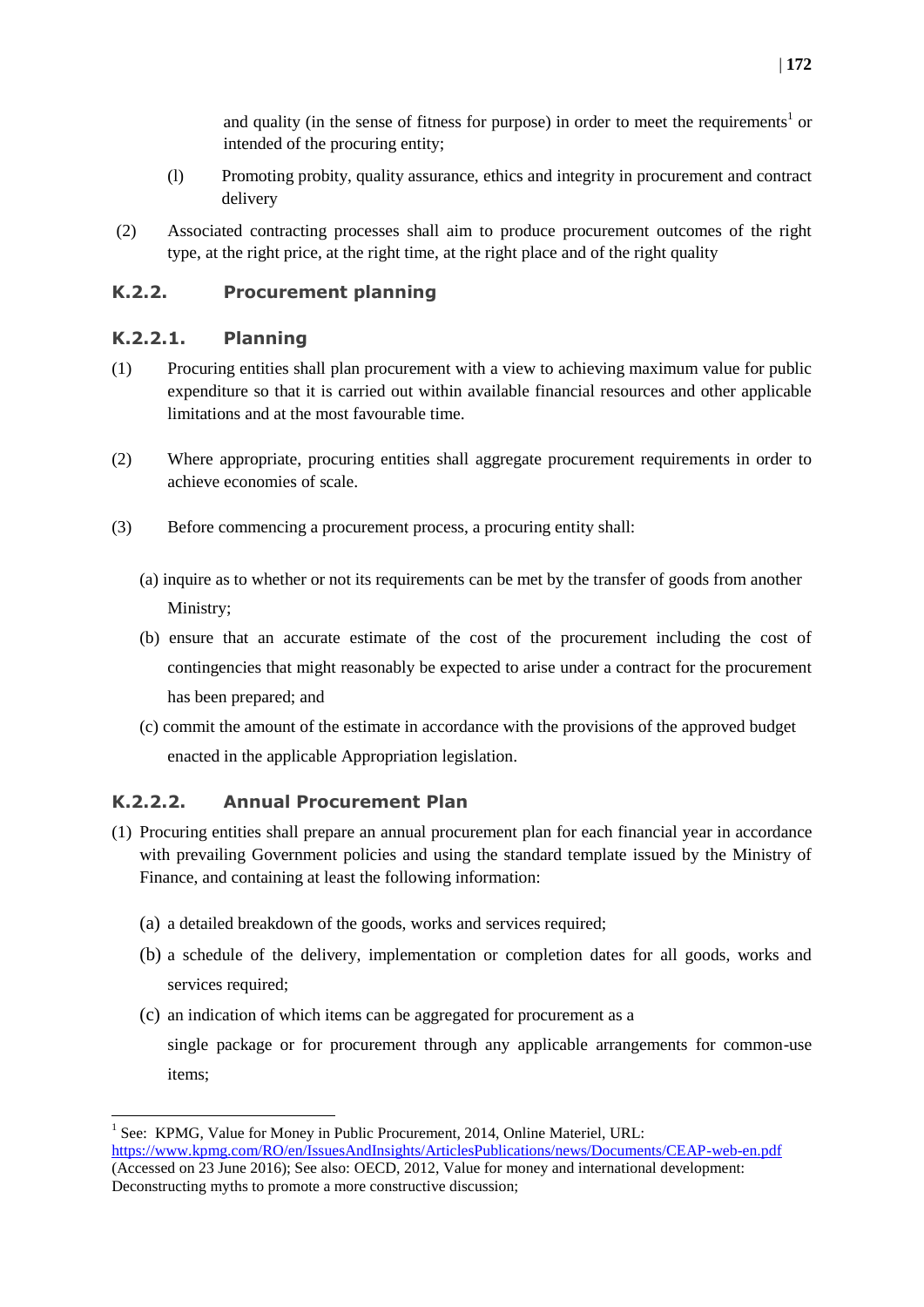and quality (in the sense of fitness for purpose) in order to meet the requirements[1] or intended of the procuring entity;

(l) Promoting probity, quality assurance, ethics and integrity in procurement and contract delivery

(2) Associated contracting processes shall aim to produce procurement outcomes of the right type, at the right price, at the right time, at the right place and of the right quality

### K.2.2. Procurement planning

#### K.2.2.1. Planning

(1) Procuring entities shall plan procurement with a view to achieving maximum value for public expenditure so that it is carried out within available financial resources and other applicable limitations and at the most favourable time.

(2) Where appropriate, procuring entities shall aggregate procurement requirements in order to achieve economies of scale.

(3) Before commencing a procurement process, a procuring entity shall:

(a) inquire as to whether or not its requirements can be met by the transfer of goods from another Ministry;

(b) ensure that an accurate estimate of the cost of the procurement including the cost of contingencies that might reasonably be expected to arise under a contract for the procurement has been prepared; and

(c) commit the amount of the estimate in accordance with the provisions of the approved budget enacted in the applicable Appropriation legislation.

#### K.2.2.2. Annual Procurement Plan

(1) Procuring entities shall prepare an annual procurement plan for each financial year in accordance with prevailing Government policies and using the standard template issued by the Ministry of Finance, and containing at least the following information:

(a) a detailed breakdown of the goods, works and services required;

(b) a schedule of the delivery, implementation or completion dates for all goods, works and services required;

(c) an indication of which items can be aggregated for procurement as a single package or for procurement through any applicable arrangements for common-use items;

---

[1] See: KPMG, Value for Money in Public Procurement, 2014, Online Materiel, URL: https://www.kpmg.com/RO/en/IssuesAndInsights/ArticlesPublications/news/Documents/CEAP-web-en.pdf (Accessed on 23 June 2016); See also: OECD, 2012, Value for money and international development: Deconstructing myths to promote a more constructive discussion;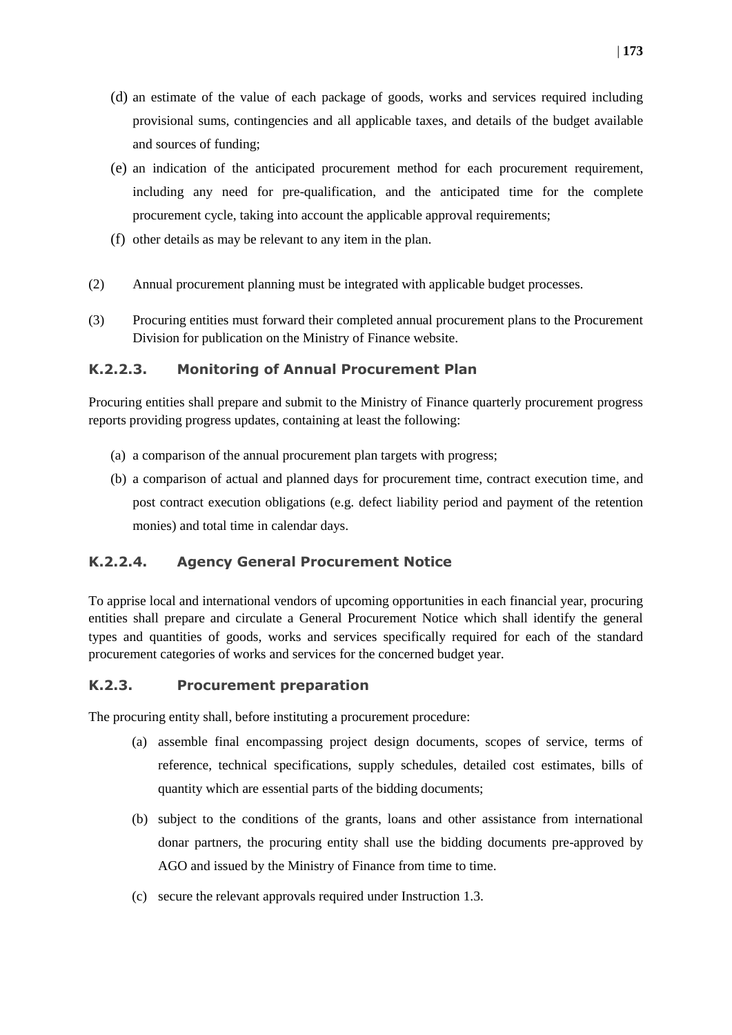(d) an estimate of the value of each package of goods, works and services required including provisional sums, contingencies and all applicable taxes, and details of the budget available and sources of funding;

(e) an indication of the anticipated procurement method for each procurement requirement, including any need for pre-qualification, and the anticipated time for the complete procurement cycle, taking into account the applicable approval requirements;

(f) other details as may be relevant to any item in the plan.

(2) Annual procurement planning must be integrated with applicable budget processes.

(3) Procuring entities must forward their completed annual procurement plans to the Procurement Division for publication on the Ministry of Finance website.

### K.2.2.3. Monitoring of Annual Procurement Plan

Procuring entities shall prepare and submit to the Ministry of Finance quarterly procurement progress reports providing progress updates, containing at least the following:

(a) a comparison of the annual procurement plan targets with progress;

(b) a comparison of actual and planned days for procurement time, contract execution time, and post contract execution obligations (e.g. defect liability period and payment of the retention monies) and total time in calendar days.

### K.2.2.4. Agency General Procurement Notice

To apprise local and international vendors of upcoming opportunities in each financial year, procuring entities shall prepare and circulate a General Procurement Notice which shall identify the general types and quantities of goods, works and services specifically required for each of the standard procurement categories of works and services for the concerned budget year.

### K.2.3. Procurement preparation

The procuring entity shall, before instituting a procurement procedure:

(a) assemble final encompassing project design documents, scopes of service, terms of reference, technical specifications, supply schedules, detailed cost estimates, bills of quantity which are essential parts of the bidding documents;

(b) subject to the conditions of the grants, loans and other assistance from international donar partners, the procuring entity shall use the bidding documents pre-approved by AGO and issued by the Ministry of Finance from time to time.

(c) secure the relevant approvals required under Instruction 1.3.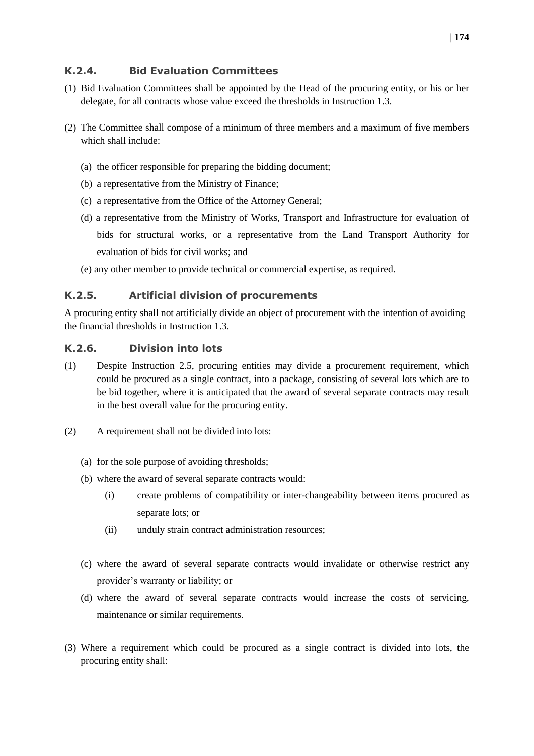### K.2.4. Bid Evaluation Committees

(1) Bid Evaluation Committees shall be appointed by the Head of the procuring entity, or his or her delegate, for all contracts whose value exceed the thresholds in Instruction 1.3.

(2) The Committee shall compose of a minimum of three members and a maximum of five members which shall include:

  (a) the officer responsible for preparing the bidding document;

  (b) a representative from the Ministry of Finance;

  (c) a representative from the Office of the Attorney General;

  (d) a representative from the Ministry of Works, Transport and Infrastructure for evaluation of bids for structural works, or a representative from the Land Transport Authority for evaluation of bids for civil works; and

  (e) any other member to provide technical or commercial expertise, as required.

### K.2.5. Artificial division of procurements

A procuring entity shall not artificially divide an object of procurement with the intention of avoiding the financial thresholds in Instruction 1.3.

### K.2.6. Division into lots

(1) Despite Instruction 2.5, procuring entities may divide a procurement requirement, which could be procured as a single contract, into a package, consisting of several lots which are to be bid together, where it is anticipated that the award of several separate contracts may result in the best overall value for the procuring entity.

(2) A requirement shall not be divided into lots:

  (a) for the sole purpose of avoiding thresholds;

  (b) where the award of several separate contracts would:

    (i) create problems of compatibility or inter-changeability between items procured as separate lots; or

    (ii) unduly strain contract administration resources;

  (c) where the award of several separate contracts would invalidate or otherwise restrict any provider's warranty or liability; or

  (d) where the award of several separate contracts would increase the costs of servicing, maintenance or similar requirements.

(3) Where a requirement which could be procured as a single contract is divided into lots, the procuring entity shall: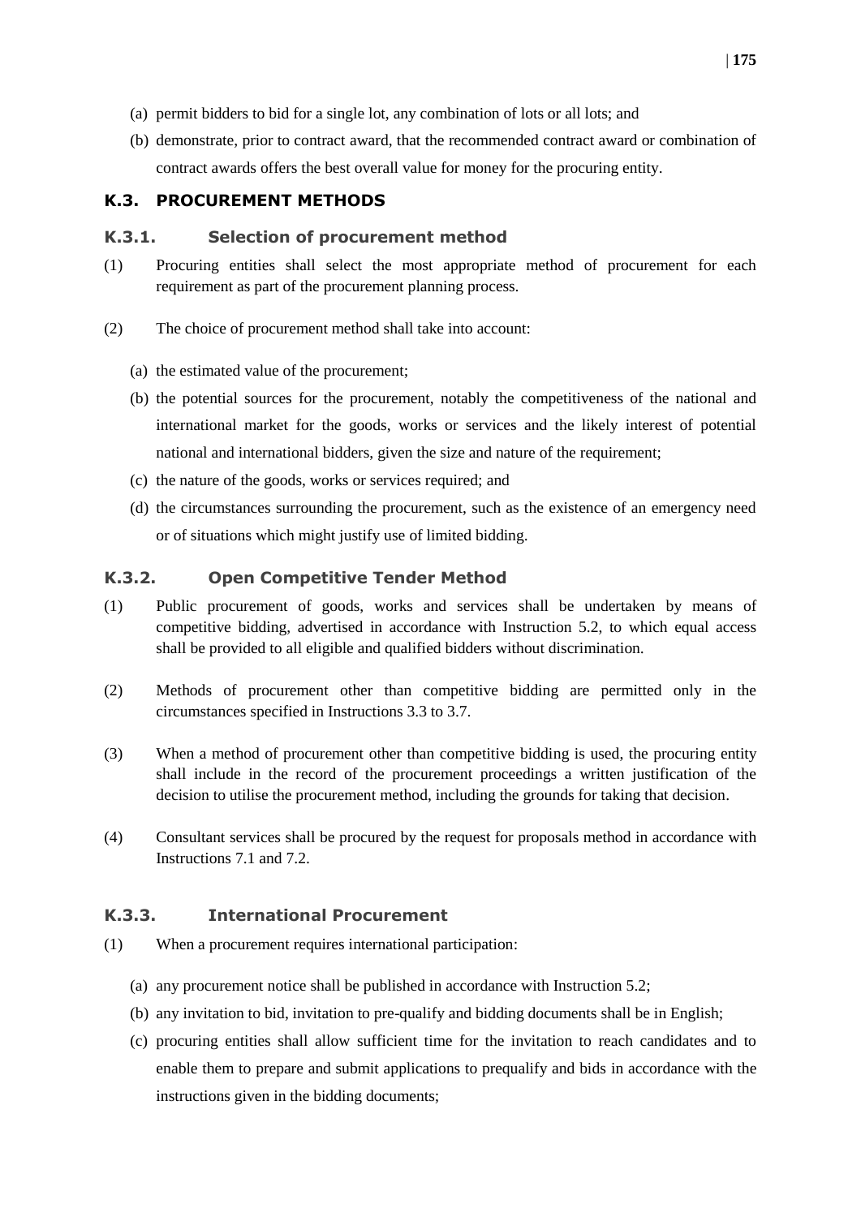(a) permit bidders to bid for a single lot, any combination of lots or all lots; and

(b) demonstrate, prior to contract award, that the recommended contract award or combination of contract awards offers the best overall value for money for the procuring entity.

## K.3. PROCUREMENT METHODS

### K.3.1. Selection of procurement method

(1) Procuring entities shall select the most appropriate method of procurement for each requirement as part of the procurement planning process.

(2) The choice of procurement method shall take into account:

(a) the estimated value of the procurement;

(b) the potential sources for the procurement, notably the competitiveness of the national and international market for the goods, works or services and the likely interest of potential national and international bidders, given the size and nature of the requirement;

(c) the nature of the goods, works or services required; and

(d) the circumstances surrounding the procurement, such as the existence of an emergency need or of situations which might justify use of limited bidding.

### K.3.2. Open Competitive Tender Method

(1) Public procurement of goods, works and services shall be undertaken by means of competitive bidding, advertised in accordance with Instruction 5.2, to which equal access shall be provided to all eligible and qualified bidders without discrimination.

(2) Methods of procurement other than competitive bidding are permitted only in the circumstances specified in Instructions 3.3 to 3.7.

(3) When a method of procurement other than competitive bidding is used, the procuring entity shall include in the record of the procurement proceedings a written justification of the decision to utilise the procurement method, including the grounds for taking that decision.

(4) Consultant services shall be procured by the request for proposals method in accordance with Instructions 7.1 and 7.2.

### K.3.3. International Procurement

(1) When a procurement requires international participation:

(a) any procurement notice shall be published in accordance with Instruction 5.2;

(b) any invitation to bid, invitation to pre-qualify and bidding documents shall be in English;

(c) procuring entities shall allow sufficient time for the invitation to reach candidates and to enable them to prepare and submit applications to prequalify and bids in accordance with the instructions given in the bidding documents;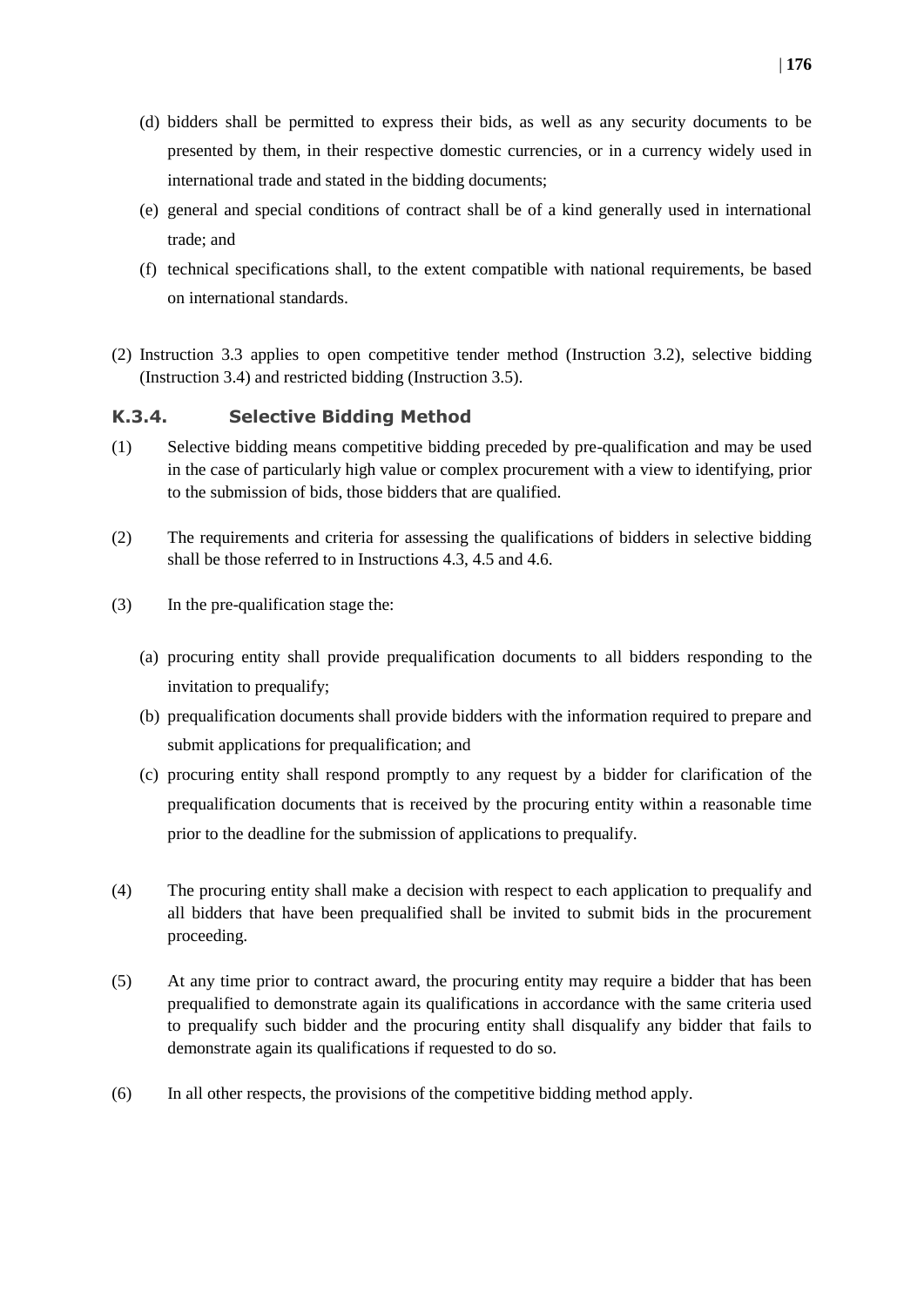(d) bidders shall be permitted to express their bids, as well as any security documents to be presented by them, in their respective domestic currencies, or in a currency widely used in international trade and stated in the bidding documents;

(e) general and special conditions of contract shall be of a kind generally used in international trade; and

(f) technical specifications shall, to the extent compatible with national requirements, be based on international standards.

(2) Instruction 3.3 applies to open competitive tender method (Instruction 3.2), selective bidding (Instruction 3.4) and restricted bidding (Instruction 3.5).

### K.3.4. Selective Bidding Method

(1) Selective bidding means competitive bidding preceded by pre-qualification and may be used in the case of particularly high value or complex procurement with a view to identifying, prior to the submission of bids, those bidders that are qualified.

(2) The requirements and criteria for assessing the qualifications of bidders in selective bidding shall be those referred to in Instructions 4.3, 4.5 and 4.6.

(3) In the pre-qualification stage the:

(a) procuring entity shall provide prequalification documents to all bidders responding to the invitation to prequalify;

(b) prequalification documents shall provide bidders with the information required to prepare and submit applications for prequalification; and

(c) procuring entity shall respond promptly to any request by a bidder for clarification of the prequalification documents that is received by the procuring entity within a reasonable time prior to the deadline for the submission of applications to prequalify.

(4) The procuring entity shall make a decision with respect to each application to prequalify and all bidders that have been prequalified shall be invited to submit bids in the procurement proceeding.

(5) At any time prior to contract award, the procuring entity may require a bidder that has been prequalified to demonstrate again its qualifications in accordance with the same criteria used to prequalify such bidder and the procuring entity shall disqualify any bidder that fails to demonstrate again its qualifications if requested to do so.

(6) In all other respects, the provisions of the competitive bidding method apply.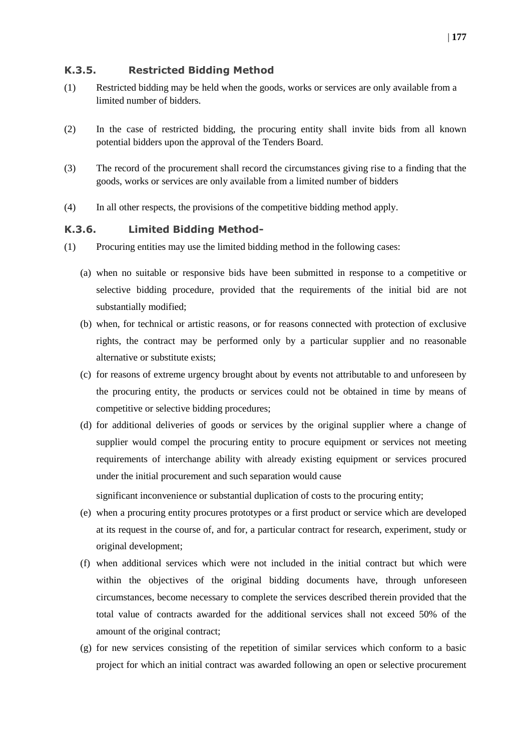### K.3.5. Restricted Bidding Method

(1) Restricted bidding may be held when the goods, works or services are only available from a limited number of bidders.

(2) In the case of restricted bidding, the procuring entity shall invite bids from all known potential bidders upon the approval of the Tenders Board.

(3) The record of the procurement shall record the circumstances giving rise to a finding that the goods, works or services are only available from a limited number of bidders

(4) In all other respects, the provisions of the competitive bidding method apply.

### K.3.6. Limited Bidding Method-

(1) Procuring entities may use the limited bidding method in the following cases:

(a) when no suitable or responsive bids have been submitted in response to a competitive or selective bidding procedure, provided that the requirements of the initial bid are not substantially modified;

(b) when, for technical or artistic reasons, or for reasons connected with protection of exclusive rights, the contract may be performed only by a particular supplier and no reasonable alternative or substitute exists;

(c) for reasons of extreme urgency brought about by events not attributable to and unforeseen by the procuring entity, the products or services could not be obtained in time by means of competitive or selective bidding procedures;

(d) for additional deliveries of goods or services by the original supplier where a change of supplier would compel the procuring entity to procure equipment or services not meeting requirements of interchange ability with already existing equipment or services procured under the initial procurement and such separation would cause significant inconvenience or substantial duplication of costs to the procuring entity;

(e) when a procuring entity procures prototypes or a first product or service which are developed at its request in the course of, and for, a particular contract for research, experiment, study or original development;

(f) when additional services which were not included in the initial contract but which were within the objectives of the original bidding documents have, through unforeseen circumstances, become necessary to complete the services described therein provided that the total value of contracts awarded for the additional services shall not exceed 50% of the amount of the original contract;

(g) for new services consisting of the repetition of similar services which conform to a basic project for which an initial contract was awarded following an open or selective procurement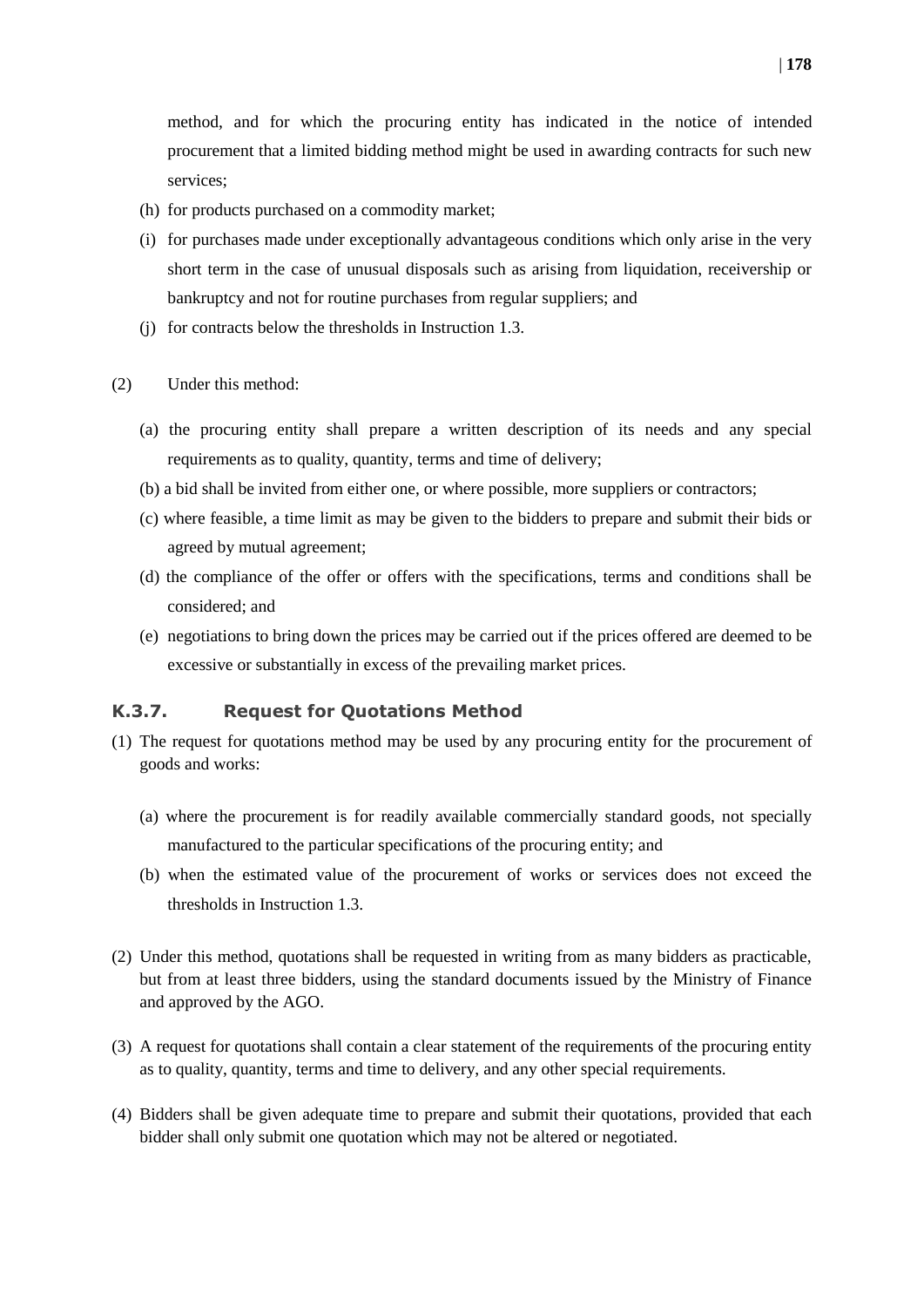method, and for which the procuring entity has indicated in the notice of intended procurement that a limited bidding method might be used in awarding contracts for such new services;

(h) for products purchased on a commodity market;

(i) for purchases made under exceptionally advantageous conditions which only arise in the very short term in the case of unusual disposals such as arising from liquidation, receivership or bankruptcy and not for routine purchases from regular suppliers; and

(j) for contracts below the thresholds in Instruction 1.3.

(2) Under this method:

(a) the procuring entity shall prepare a written description of its needs and any special requirements as to quality, quantity, terms and time of delivery;

(b) a bid shall be invited from either one, or where possible, more suppliers or contractors;

(c) where feasible, a time limit as may be given to the bidders to prepare and submit their bids or agreed by mutual agreement;

(d) the compliance of the offer or offers with the specifications, terms and conditions shall be considered; and

(e) negotiations to bring down the prices may be carried out if the prices offered are deemed to be excessive or substantially in excess of the prevailing market prices.

### K.3.7. Request for Quotations Method

(1) The request for quotations method may be used by any procuring entity for the procurement of goods and works:

(a) where the procurement is for readily available commercially standard goods, not specially manufactured to the particular specifications of the procuring entity; and

(b) when the estimated value of the procurement of works or services does not exceed the thresholds in Instruction 1.3.

(2) Under this method, quotations shall be requested in writing from as many bidders as practicable, but from at least three bidders, using the standard documents issued by the Ministry of Finance and approved by the AGO.

(3) A request for quotations shall contain a clear statement of the requirements of the procuring entity as to quality, quantity, terms and time to delivery, and any other special requirements.

(4) Bidders shall be given adequate time to prepare and submit their quotations, provided that each bidder shall only submit one quotation which may not be altered or negotiated.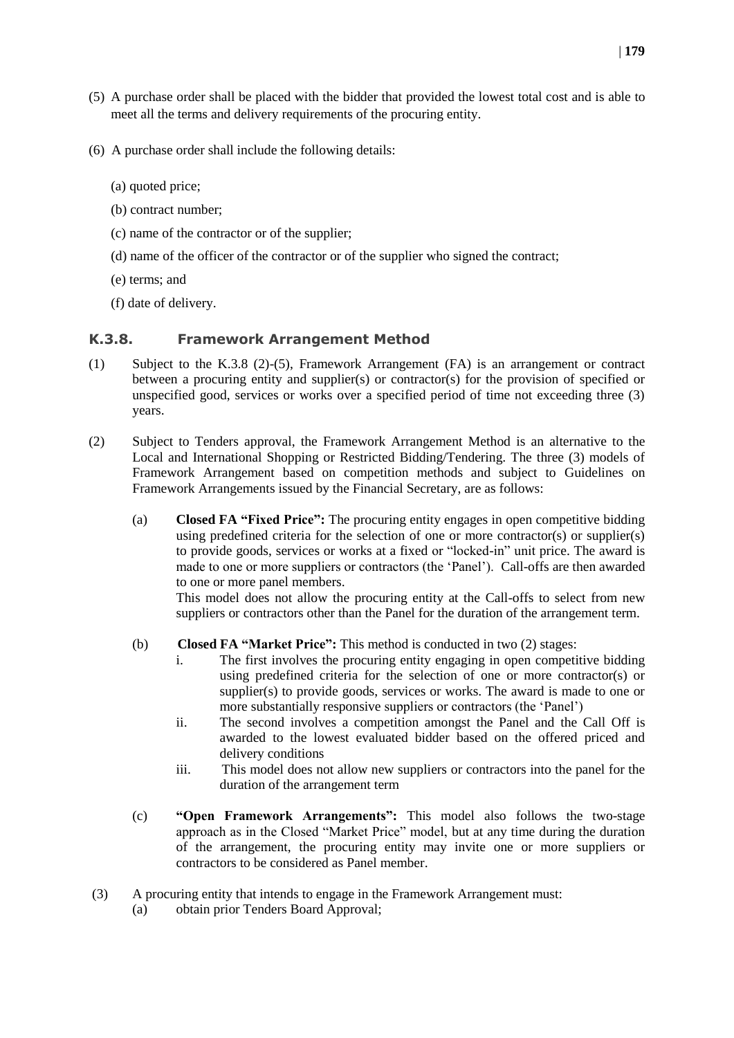(5) A purchase order shall be placed with the bidder that provided the lowest total cost and is able to meet all the terms and delivery requirements of the procuring entity.

(6) A purchase order shall include the following details:

(a) quoted price;

(b) contract number;

(c) name of the contractor or of the supplier;

(d) name of the officer of the contractor or of the supplier who signed the contract;

(e) terms; and

(f) date of delivery.

### K.3.8. Framework Arrangement Method

(1) Subject to the K.3.8 (2)-(5), Framework Arrangement (FA) is an arrangement or contract between a procuring entity and supplier(s) or contractor(s) for the provision of specified or unspecified good, services or works over a specified period of time not exceeding three (3) years.

(2) Subject to Tenders approval, the Framework Arrangement Method is an alternative to the Local and International Shopping or Restricted Bidding/Tendering. The three (3) models of Framework Arrangement based on competition methods and subject to Guidelines on Framework Arrangements issued by the Financial Secretary, are as follows:

(a) **Closed FA "Fixed Price":** The procuring entity engages in open competitive bidding using predefined criteria for the selection of one or more contractor(s) or supplier(s) to provide goods, services or works at a fixed or "locked-in" unit price. The award is made to one or more suppliers or contractors (the 'Panel'). Call-offs are then awarded to one or more panel members.
This model does not allow the procuring entity at the Call-offs to select from new suppliers or contractors other than the Panel for the duration of the arrangement term.

(b) **Closed FA "Market Price":** This method is conducted in two (2) stages:

i. The first involves the procuring entity engaging in open competitive bidding using predefined criteria for the selection of one or more contractor(s) or supplier(s) to provide goods, services or works. The award is made to one or more substantially responsive suppliers or contractors (the 'Panel')

ii. The second involves a competition amongst the Panel and the Call Off is awarded to the lowest evaluated bidder based on the offered priced and delivery conditions

iii. This model does not allow new suppliers or contractors into the panel for the duration of the arrangement term

(c) **"Open Framework Arrangements":** This model also follows the two-stage approach as in the Closed "Market Price" model, but at any time during the duration of the arrangement, the procuring entity may invite one or more suppliers or contractors to be considered as Panel member.

(3) A procuring entity that intends to engage in the Framework Arrangement must:

(a) obtain prior Tenders Board Approval;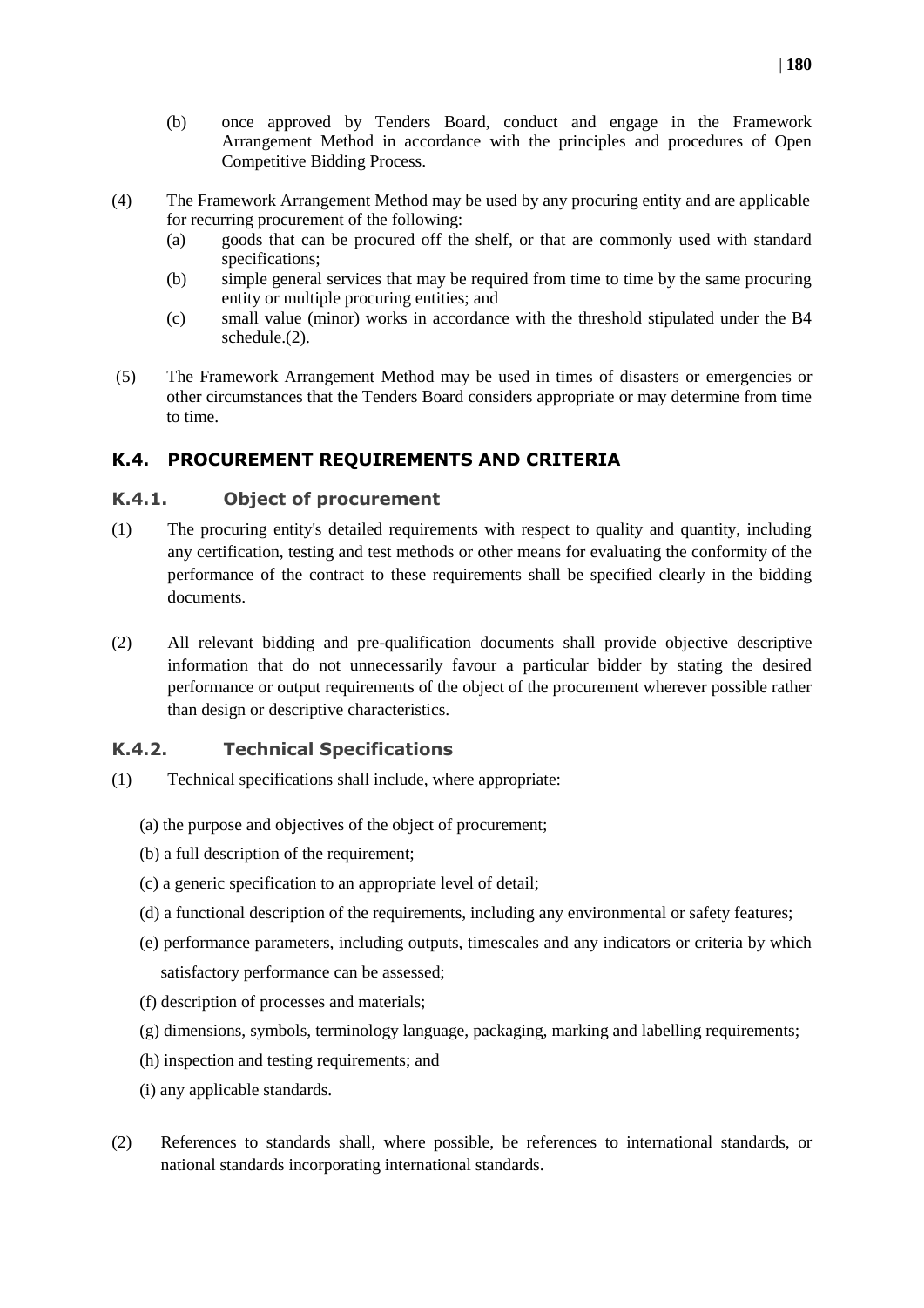(b) once approved by Tenders Board, conduct and engage in the Framework Arrangement Method in accordance with the principles and procedures of Open Competitive Bidding Process.

(4) The Framework Arrangement Method may be used by any procuring entity and are applicable for recurring procurement of the following:

(a) goods that can be procured off the shelf, or that are commonly used with standard specifications;

(b) simple general services that may be required from time to time by the same procuring entity or multiple procuring entities; and

(c) small value (minor) works in accordance with the threshold stipulated under the B4 schedule.(2).

(5) The Framework Arrangement Method may be used in times of disasters or emergencies or other circumstances that the Tenders Board considers appropriate or may determine from time to time.

## K.4. PROCUREMENT REQUIREMENTS AND CRITERIA

### K.4.1. Object of procurement

(1) The procuring entity's detailed requirements with respect to quality and quantity, including any certification, testing and test methods or other means for evaluating the conformity of the performance of the contract to these requirements shall be specified clearly in the bidding documents.

(2) All relevant bidding and pre-qualification documents shall provide objective descriptive information that do not unnecessarily favour a particular bidder by stating the desired performance or output requirements of the object of the procurement wherever possible rather than design or descriptive characteristics.

### K.4.2. Technical Specifications

(1) Technical specifications shall include, where appropriate:

(a) the purpose and objectives of the object of procurement;

(b) a full description of the requirement;

(c) a generic specification to an appropriate level of detail;

(d) a functional description of the requirements, including any environmental or safety features;

(e) performance parameters, including outputs, timescales and any indicators or criteria by which satisfactory performance can be assessed;

(f) description of processes and materials;

(g) dimensions, symbols, terminology language, packaging, marking and labelling requirements;

(h) inspection and testing requirements; and

(i) any applicable standards.

(2) References to standards shall, where possible, be references to international standards, or national standards incorporating international standards.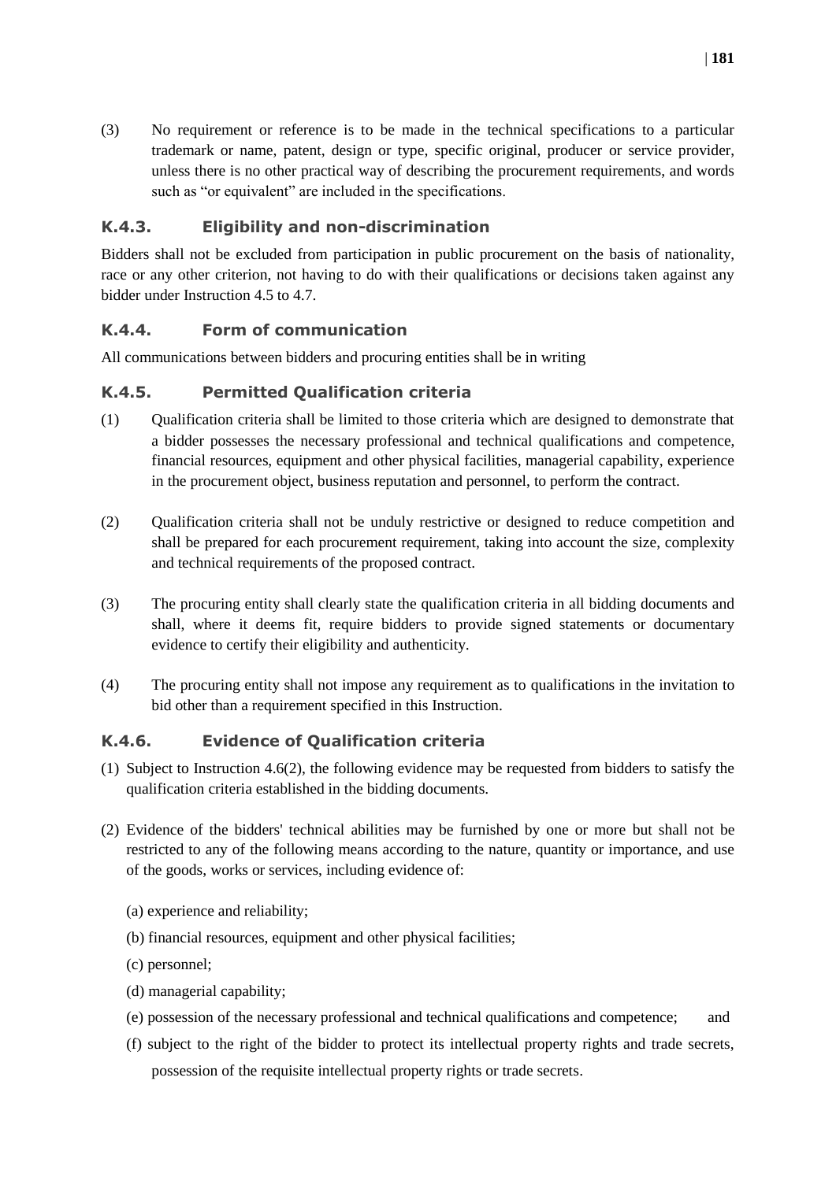(3) No requirement or reference is to be made in the technical specifications to a particular trademark or name, patent, design or type, specific original, producer or service provider, unless there is no other practical way of describing the procurement requirements, and words such as "or equivalent" are included in the specifications.

### K.4.3. Eligibility and non-discrimination

Bidders shall not be excluded from participation in public procurement on the basis of nationality, race or any other criterion, not having to do with their qualifications or decisions taken against any bidder under Instruction 4.5 to 4.7.

### K.4.4. Form of communication

All communications between bidders and procuring entities shall be in writing

### K.4.5. Permitted Qualification criteria

(1) Qualification criteria shall be limited to those criteria which are designed to demonstrate that a bidder possesses the necessary professional and technical qualifications and competence, financial resources, equipment and other physical facilities, managerial capability, experience in the procurement object, business reputation and personnel, to perform the contract.

(2) Qualification criteria shall not be unduly restrictive or designed to reduce competition and shall be prepared for each procurement requirement, taking into account the size, complexity and technical requirements of the proposed contract.

(3) The procuring entity shall clearly state the qualification criteria in all bidding documents and shall, where it deems fit, require bidders to provide signed statements or documentary evidence to certify their eligibility and authenticity.

(4) The procuring entity shall not impose any requirement as to qualifications in the invitation to bid other than a requirement specified in this Instruction.

### K.4.6. Evidence of Qualification criteria

(1) Subject to Instruction 4.6(2), the following evidence may be requested from bidders to satisfy the qualification criteria established in the bidding documents.

(2) Evidence of the bidders' technical abilities may be furnished by one or more but shall not be restricted to any of the following means according to the nature, quantity or importance, and use of the goods, works or services, including evidence of:

(a) experience and reliability;

(b) financial resources, equipment and other physical facilities;

(c) personnel;

(d) managerial capability;

(e) possession of the necessary professional and technical qualifications and competence; and

(f) subject to the right of the bidder to protect its intellectual property rights and trade secrets, possession of the requisite intellectual property rights or trade secrets.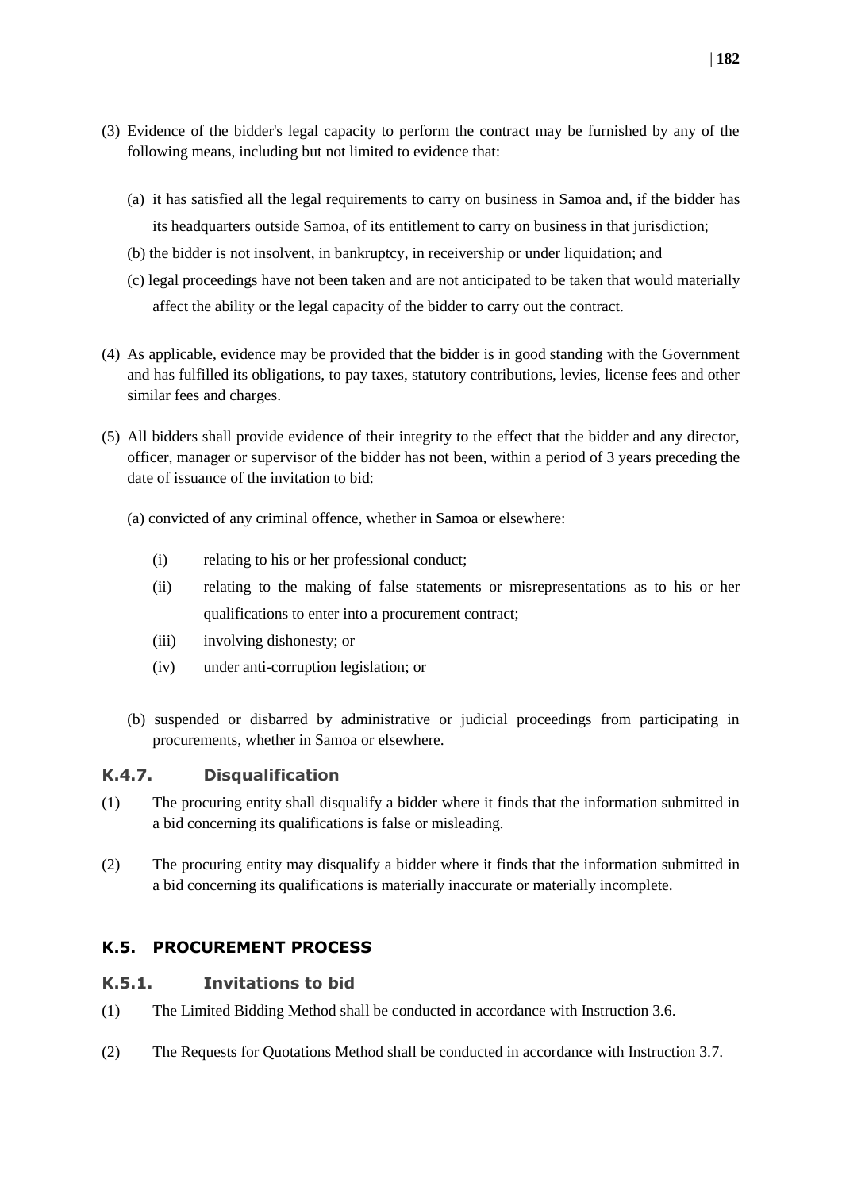(3) Evidence of the bidder's legal capacity to perform the contract may be furnished by any of the following means, including but not limited to evidence that:

   (a) it has satisfied all the legal requirements to carry on business in Samoa and, if the bidder has its headquarters outside Samoa, of its entitlement to carry on business in that jurisdiction;

   (b) the bidder is not insolvent, in bankruptcy, in receivership or under liquidation; and

   (c) legal proceedings have not been taken and are not anticipated to be taken that would materially affect the ability or the legal capacity of the bidder to carry out the contract.

(4) As applicable, evidence may be provided that the bidder is in good standing with the Government and has fulfilled its obligations, to pay taxes, statutory contributions, levies, license fees and other similar fees and charges.

(5) All bidders shall provide evidence of their integrity to the effect that the bidder and any director, officer, manager or supervisor of the bidder has not been, within a period of 3 years preceding the date of issuance of the invitation to bid:

   (a) convicted of any criminal offence, whether in Samoa or elsewhere:

      (i) relating to his or her professional conduct;

      (ii) relating to the making of false statements or misrepresentations as to his or her qualifications to enter into a procurement contract;

      (iii) involving dishonesty; or

      (iv) under anti-corruption legislation; or

   (b) suspended or disbarred by administrative or judicial proceedings from participating in procurements, whether in Samoa or elsewhere.

### K.4.7. Disqualification

(1) The procuring entity shall disqualify a bidder where it finds that the information submitted in a bid concerning its qualifications is false or misleading.

(2) The procuring entity may disqualify a bidder where it finds that the information submitted in a bid concerning its qualifications is materially inaccurate or materially incomplete.

## K.5. PROCUREMENT PROCESS

### K.5.1. Invitations to bid

(1) The Limited Bidding Method shall be conducted in accordance with Instruction 3.6.

(2) The Requests for Quotations Method shall be conducted in accordance with Instruction 3.7.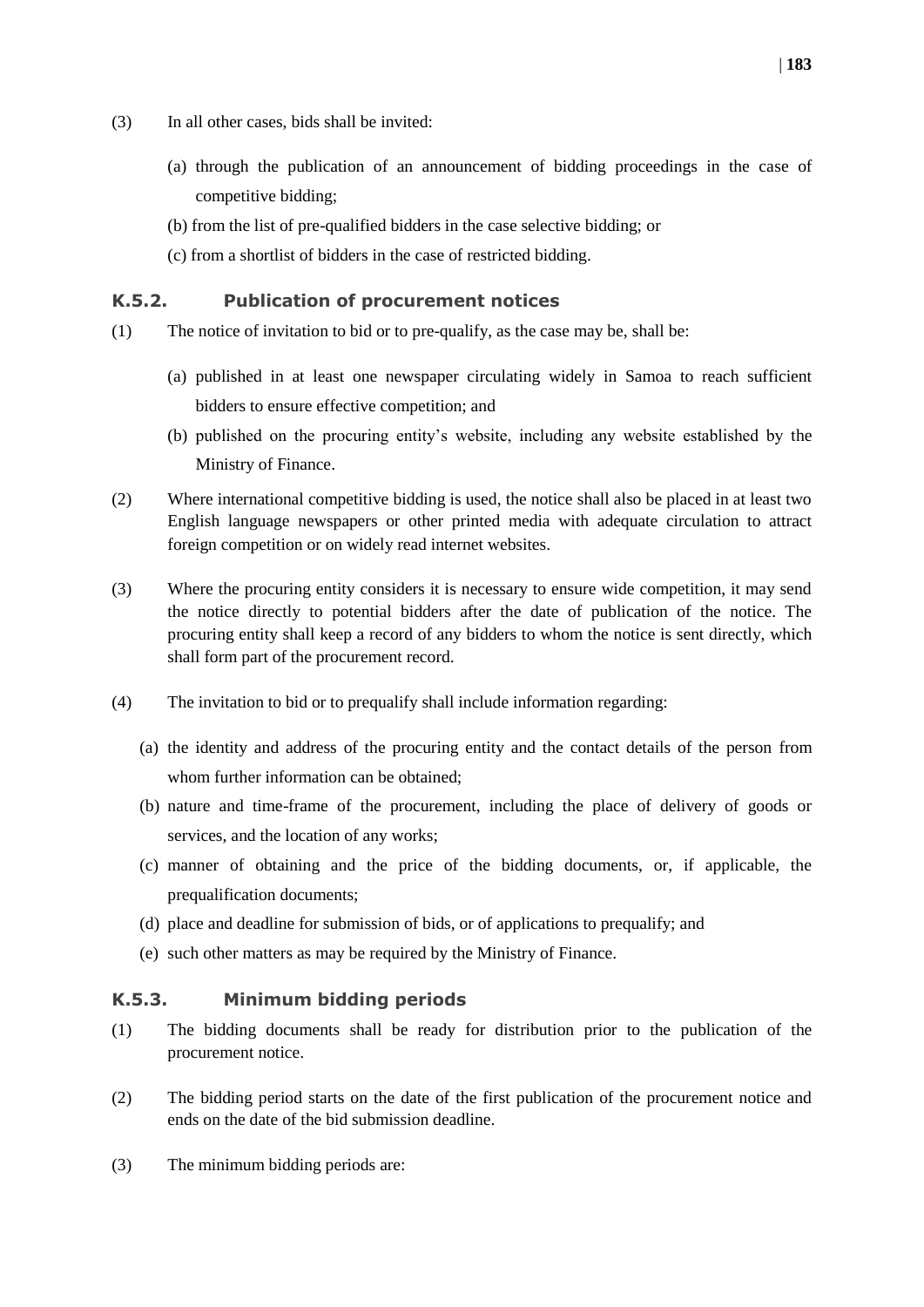(3) In all other cases, bids shall be invited:

(a) through the publication of an announcement of bidding proceedings in the case of competitive bidding;

(b) from the list of pre-qualified bidders in the case selective bidding; or

(c) from a shortlist of bidders in the case of restricted bidding.

### K.5.2. Publication of procurement notices

(1) The notice of invitation to bid or to pre-qualify, as the case may be, shall be:

(a) published in at least one newspaper circulating widely in Samoa to reach sufficient bidders to ensure effective competition; and

(b) published on the procuring entity's website, including any website established by the Ministry of Finance.

(2) Where international competitive bidding is used, the notice shall also be placed in at least two English language newspapers or other printed media with adequate circulation to attract foreign competition or on widely read internet websites.

(3) Where the procuring entity considers it is necessary to ensure wide competition, it may send the notice directly to potential bidders after the date of publication of the notice. The procuring entity shall keep a record of any bidders to whom the notice is sent directly, which shall form part of the procurement record.

(4) The invitation to bid or to prequalify shall include information regarding:

(a) the identity and address of the procuring entity and the contact details of the person from whom further information can be obtained;

(b) nature and time-frame of the procurement, including the place of delivery of goods or services, and the location of any works;

(c) manner of obtaining and the price of the bidding documents, or, if applicable, the prequalification documents;

(d) place and deadline for submission of bids, or of applications to prequalify; and

(e) such other matters as may be required by the Ministry of Finance.

### K.5.3. Minimum bidding periods

(1) The bidding documents shall be ready for distribution prior to the publication of the procurement notice.

(2) The bidding period starts on the date of the first publication of the procurement notice and ends on the date of the bid submission deadline.

(3) The minimum bidding periods are: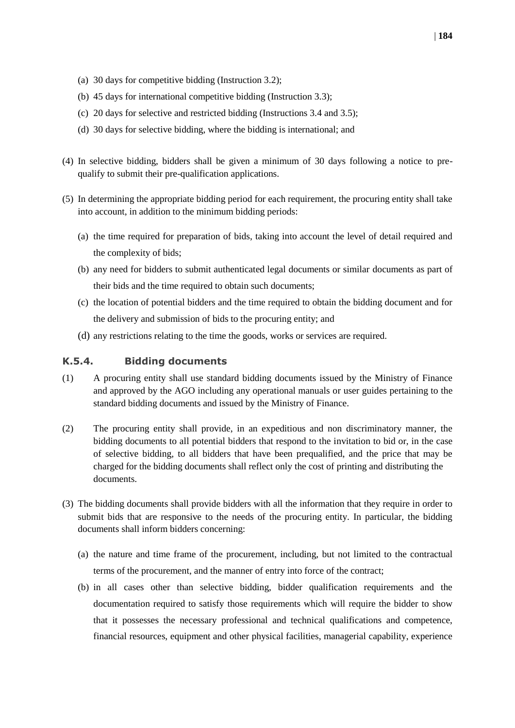(a) 30 days for competitive bidding (Instruction 3.2);

(b) 45 days for international competitive bidding (Instruction 3.3);

(c) 20 days for selective and restricted bidding (Instructions 3.4 and 3.5);

(d) 30 days for selective bidding, where the bidding is international; and

(4) In selective bidding, bidders shall be given a minimum of 30 days following a notice to pre-qualify to submit their pre-qualification applications.

(5) In determining the appropriate bidding period for each requirement, the procuring entity shall take into account, in addition to the minimum bidding periods:

(a) the time required for preparation of bids, taking into account the level of detail required and the complexity of bids;

(b) any need for bidders to submit authenticated legal documents or similar documents as part of their bids and the time required to obtain such documents;

(c) the location of potential bidders and the time required to obtain the bidding document and for the delivery and submission of bids to the procuring entity; and

(d) any restrictions relating to the time the goods, works or services are required.

### K.5.4. Bidding documents

(1) A procuring entity shall use standard bidding documents issued by the Ministry of Finance and approved by the AGO including any operational manuals or user guides pertaining to the standard bidding documents and issued by the Ministry of Finance.

(2) The procuring entity shall provide, in an expeditious and non discriminatory manner, the bidding documents to all potential bidders that respond to the invitation to bid or, in the case of selective bidding, to all bidders that have been prequalified, and the price that may be charged for the bidding documents shall reflect only the cost of printing and distributing the documents.

(3) The bidding documents shall provide bidders with all the information that they require in order to submit bids that are responsive to the needs of the procuring entity. In particular, the bidding documents shall inform bidders concerning:

(a) the nature and time frame of the procurement, including, but not limited to the contractual terms of the procurement, and the manner of entry into force of the contract;

(b) in all cases other than selective bidding, bidder qualification requirements and the documentation required to satisfy those requirements which will require the bidder to show that it possesses the necessary professional and technical qualifications and competence, financial resources, equipment and other physical facilities, managerial capability, experience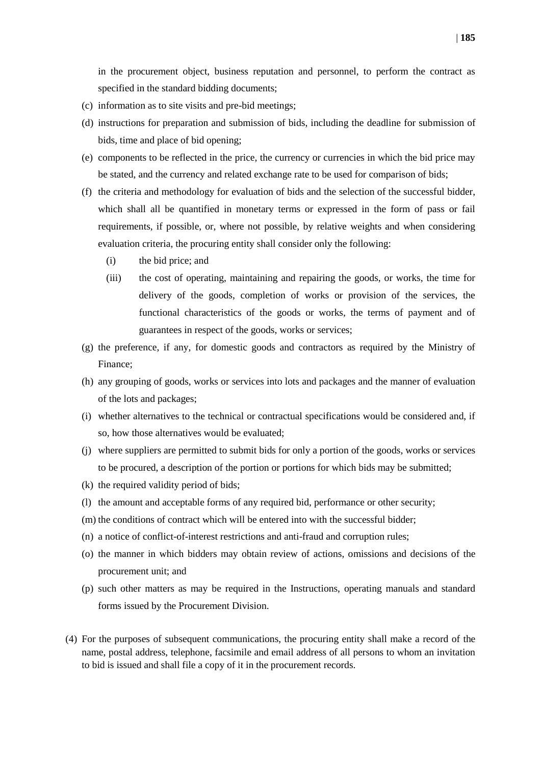in the procurement object, business reputation and personnel, to perform the contract as specified in the standard bidding documents;

(c) information as to site visits and pre-bid meetings;

(d) instructions for preparation and submission of bids, including the deadline for submission of bids, time and place of bid opening;

(e) components to be reflected in the price, the currency or currencies in which the bid price may be stated, and the currency and related exchange rate to be used for comparison of bids;

(f) the criteria and methodology for evaluation of bids and the selection of the successful bidder, which shall all be quantified in monetary terms or expressed in the form of pass or fail requirements, if possible, or, where not possible, by relative weights and when considering evaluation criteria, the procuring entity shall consider only the following:

   (i) the bid price; and

   (iii) the cost of operating, maintaining and repairing the goods, or works, the time for delivery of the goods, completion of works or provision of the services, the functional characteristics of the goods or works, the terms of payment and of guarantees in respect of the goods, works or services;

(g) the preference, if any, for domestic goods and contractors as required by the Ministry of Finance;

(h) any grouping of goods, works or services into lots and packages and the manner of evaluation of the lots and packages;

(i) whether alternatives to the technical or contractual specifications would be considered and, if so, how those alternatives would be evaluated;

(j) where suppliers are permitted to submit bids for only a portion of the goods, works or services to be procured, a description of the portion or portions for which bids may be submitted;

(k) the required validity period of bids;

(l) the amount and acceptable forms of any required bid, performance or other security;

(m) the conditions of contract which will be entered into with the successful bidder;

(n) a notice of conflict-of-interest restrictions and anti-fraud and corruption rules;

(o) the manner in which bidders may obtain review of actions, omissions and decisions of the procurement unit; and

(p) such other matters as may be required in the Instructions, operating manuals and standard forms issued by the Procurement Division.

(4) For the purposes of subsequent communications, the procuring entity shall make a record of the name, postal address, telephone, facsimile and email address of all persons to whom an invitation to bid is issued and shall file a copy of it in the procurement records.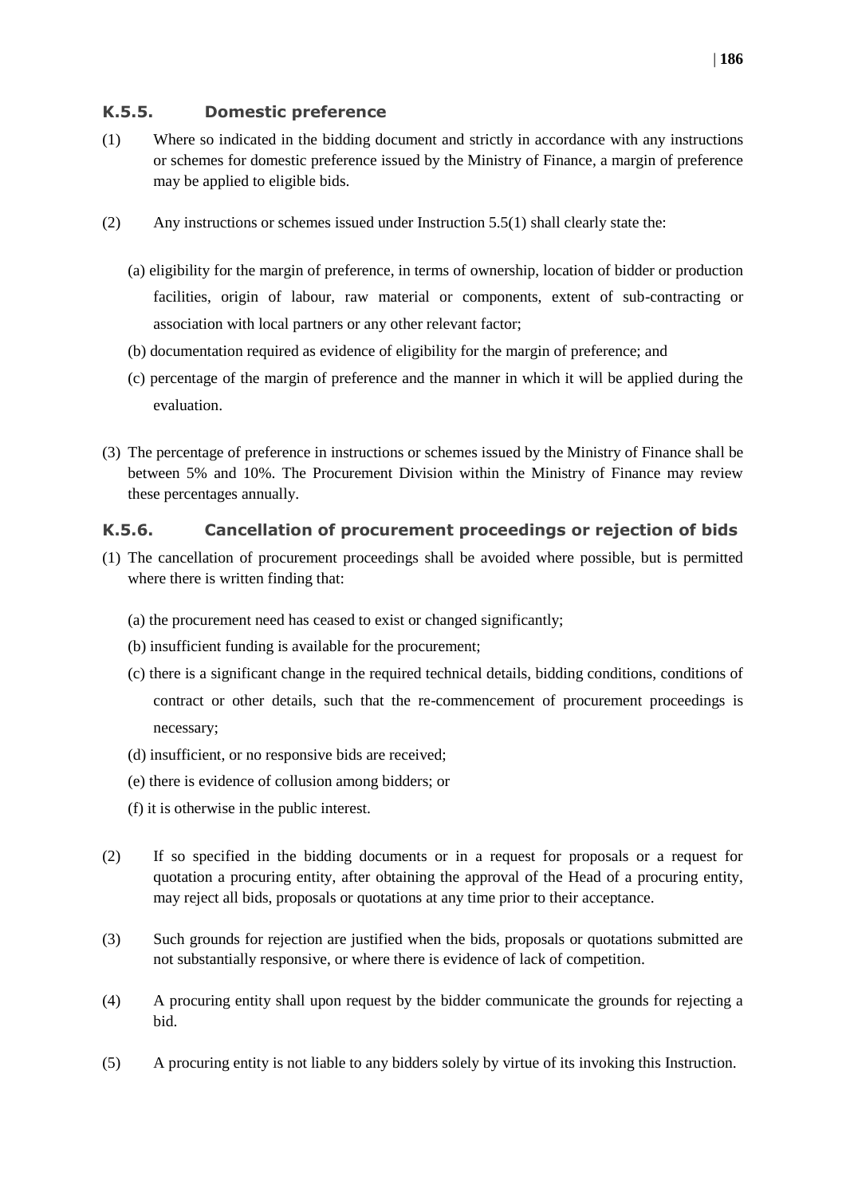### K.5.5. Domestic preference

(1) Where so indicated in the bidding document and strictly in accordance with any instructions or schemes for domestic preference issued by the Ministry of Finance, a margin of preference may be applied to eligible bids.

(2) Any instructions or schemes issued under Instruction 5.5(1) shall clearly state the:

(a) eligibility for the margin of preference, in terms of ownership, location of bidder or production facilities, origin of labour, raw material or components, extent of sub-contracting or association with local partners or any other relevant factor;

(b) documentation required as evidence of eligibility for the margin of preference; and

(c) percentage of the margin of preference and the manner in which it will be applied during the evaluation.

(3) The percentage of preference in instructions or schemes issued by the Ministry of Finance shall be between 5% and 10%. The Procurement Division within the Ministry of Finance may review these percentages annually.

### K.5.6. Cancellation of procurement proceedings or rejection of bids

(1) The cancellation of procurement proceedings shall be avoided where possible, but is permitted where there is written finding that:

(a) the procurement need has ceased to exist or changed significantly;

(b) insufficient funding is available for the procurement;

(c) there is a significant change in the required technical details, bidding conditions, conditions of contract or other details, such that the re-commencement of procurement proceedings is necessary;

(d) insufficient, or no responsive bids are received;

(e) there is evidence of collusion among bidders; or

(f) it is otherwise in the public interest.

(2) If so specified in the bidding documents or in a request for proposals or a request for quotation a procuring entity, after obtaining the approval of the Head of a procuring entity, may reject all bids, proposals or quotations at any time prior to their acceptance.

(3) Such grounds for rejection are justified when the bids, proposals or quotations submitted are not substantially responsive, or where there is evidence of lack of competition.

(4) A procuring entity shall upon request by the bidder communicate the grounds for rejecting a bid.

(5) A procuring entity is not liable to any bidders solely by virtue of its invoking this Instruction.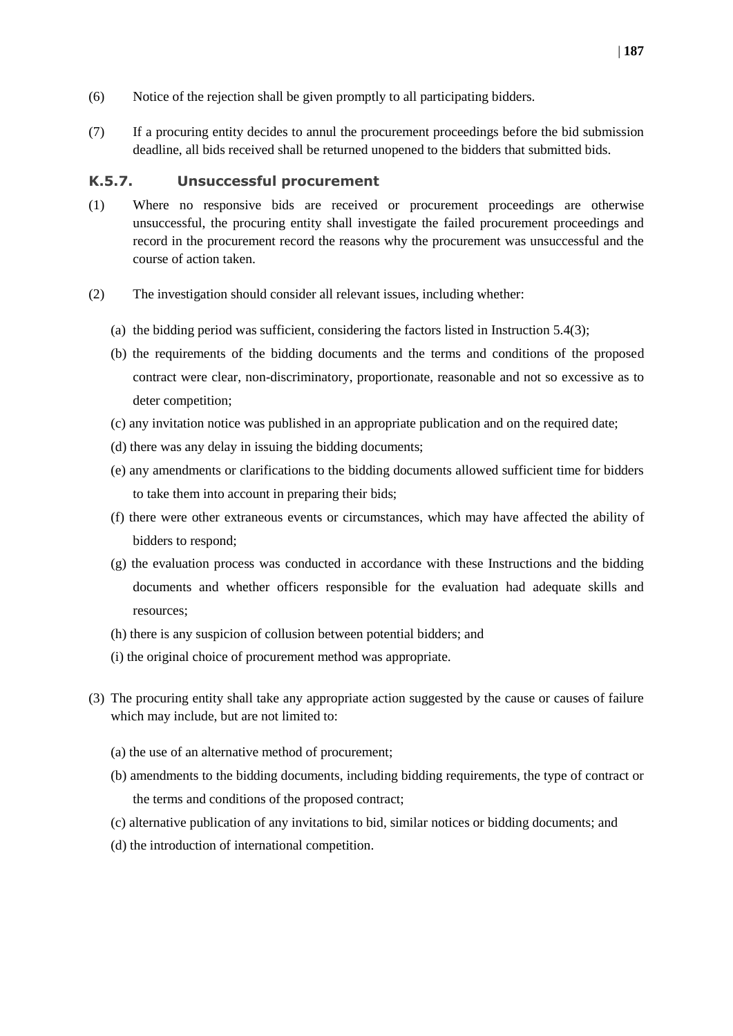(6) Notice of the rejection shall be given promptly to all participating bidders.

(7) If a procuring entity decides to annul the procurement proceedings before the bid submission deadline, all bids received shall be returned unopened to the bidders that submitted bids.

### K.5.7. Unsuccessful procurement

(1) Where no responsive bids are received or procurement proceedings are otherwise unsuccessful, the procuring entity shall investigate the failed procurement proceedings and record in the procurement record the reasons why the procurement was unsuccessful and the course of action taken.

(2) The investigation should consider all relevant issues, including whether:

(a) the bidding period was sufficient, considering the factors listed in Instruction 5.4(3);

(b) the requirements of the bidding documents and the terms and conditions of the proposed contract were clear, non-discriminatory, proportionate, reasonable and not so excessive as to deter competition;

(c) any invitation notice was published in an appropriate publication and on the required date;

(d) there was any delay in issuing the bidding documents;

(e) any amendments or clarifications to the bidding documents allowed sufficient time for bidders to take them into account in preparing their bids;

(f) there were other extraneous events or circumstances, which may have affected the ability of bidders to respond;

(g) the evaluation process was conducted in accordance with these Instructions and the bidding documents and whether officers responsible for the evaluation had adequate skills and resources;

(h) there is any suspicion of collusion between potential bidders; and

(i) the original choice of procurement method was appropriate.

(3) The procuring entity shall take any appropriate action suggested by the cause or causes of failure which may include, but are not limited to:

(a) the use of an alternative method of procurement;

(b) amendments to the bidding documents, including bidding requirements, the type of contract or the terms and conditions of the proposed contract;

(c) alternative publication of any invitations to bid, similar notices or bidding documents; and

(d) the introduction of international competition.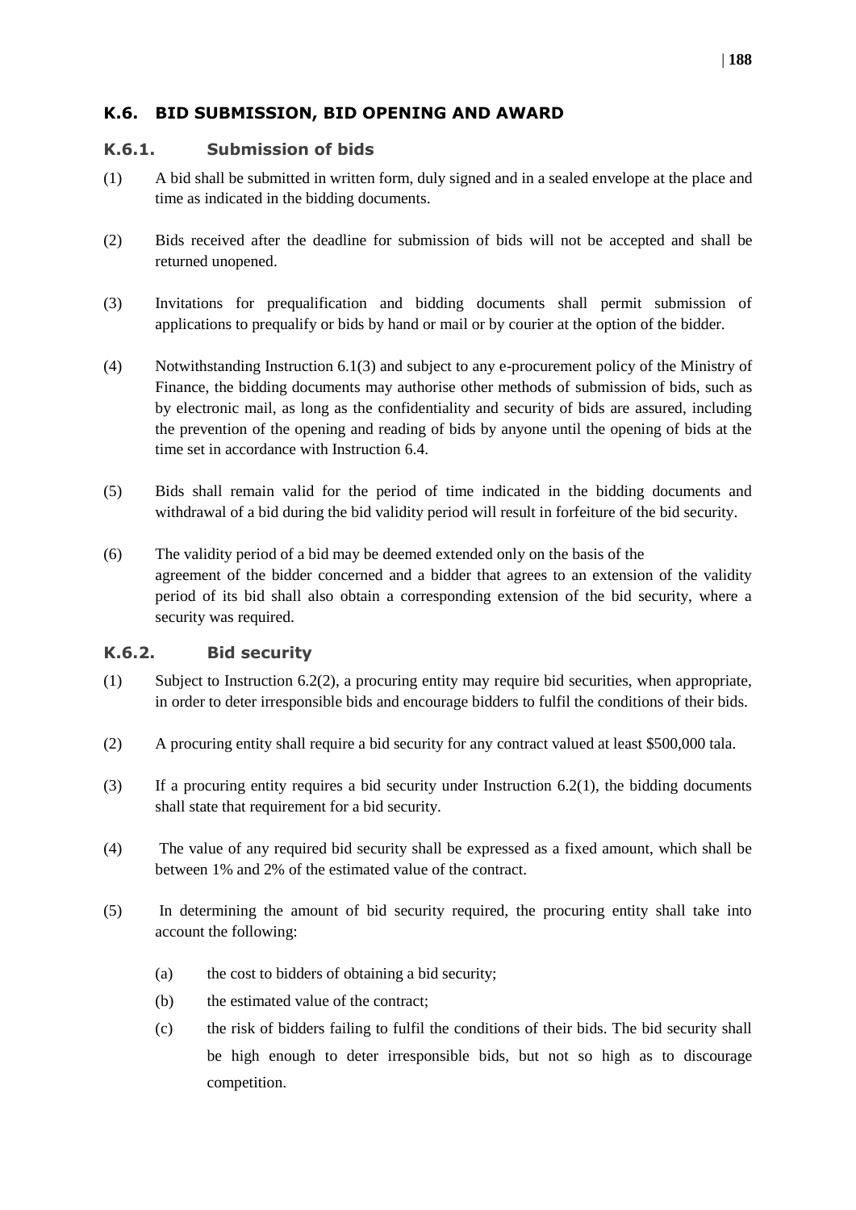## K.6. BID SUBMISSION, BID OPENING AND AWARD

### K.6.1. Submission of bids

(1) A bid shall be submitted in written form, duly signed and in a sealed envelope at the place and time as indicated in the bidding documents.

(2) Bids received after the deadline for submission of bids will not be accepted and shall be returned unopened.

(3) Invitations for prequalification and bidding documents shall permit submission of applications to prequalify or bids by hand or mail or by courier at the option of the bidder.

(4) Notwithstanding Instruction 6.1(3) and subject to any e-procurement policy of the Ministry of Finance, the bidding documents may authorise other methods of submission of bids, such as by electronic mail, as long as the confidentiality and security of bids are assured, including the prevention of the opening and reading of bids by anyone until the opening of bids at the time set in accordance with Instruction 6.4.

(5) Bids shall remain valid for the period of time indicated in the bidding documents and withdrawal of a bid during the bid validity period will result in forfeiture of the bid security.

(6) The validity period of a bid may be deemed extended only on the basis of the agreement of the bidder concerned and a bidder that agrees to an extension of the validity period of its bid shall also obtain a corresponding extension of the bid security, where a security was required.

### K.6.2. Bid security

(1) Subject to Instruction 6.2(2), a procuring entity may require bid securities, when appropriate, in order to deter irresponsible bids and encourage bidders to fulfil the conditions of their bids.

(2) A procuring entity shall require a bid security for any contract valued at least $500,000 tala.

(3) If a procuring entity requires a bid security under Instruction 6.2(1), the bidding documents shall state that requirement for a bid security.

(4) The value of any required bid security shall be expressed as a fixed amount, which shall be between 1% and 2% of the estimated value of the contract.

(5) In determining the amount of bid security required, the procuring entity shall take into account the following:

   (a) the cost to bidders of obtaining a bid security;

   (b) the estimated value of the contract;

   (c) the risk of bidders failing to fulfil the conditions of their bids. The bid security shall be high enough to deter irresponsible bids, but not so high as to discourage competition.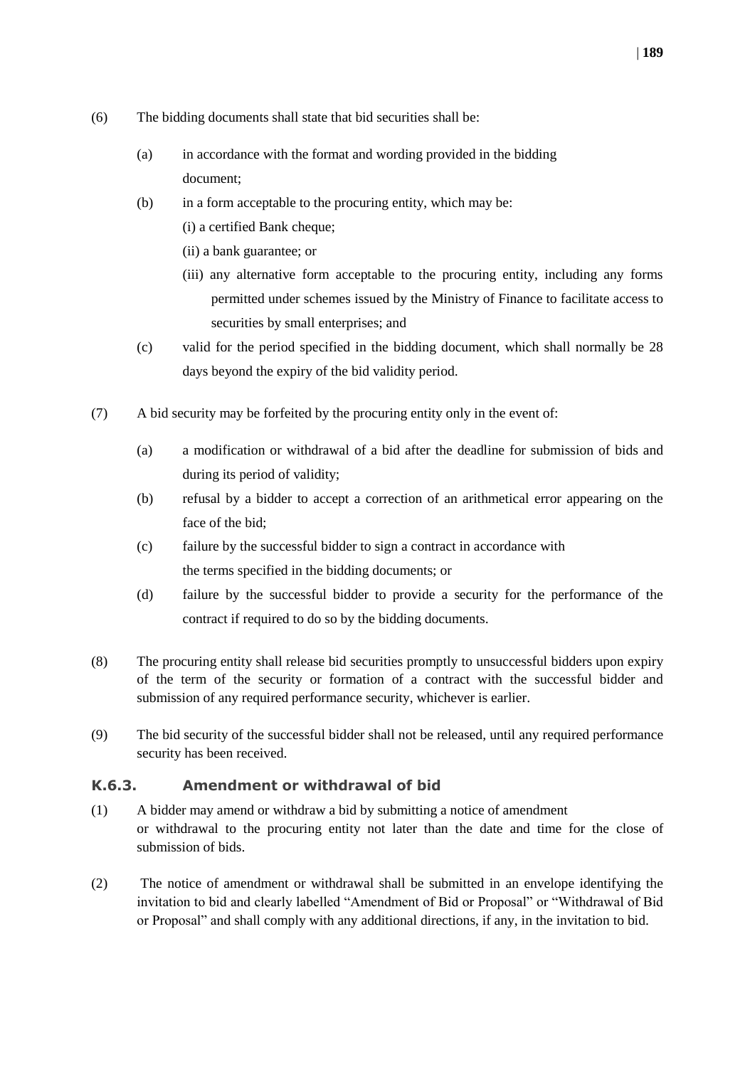(6) The bidding documents shall state that bid securities shall be:

  (a) in accordance with the format and wording provided in the bidding document;

  (b) in a form acceptable to the procuring entity, which may be:

   (i) a certified Bank cheque;

   (ii) a bank guarantee; or

   (iii) any alternative form acceptable to the procuring entity, including any forms permitted under schemes issued by the Ministry of Finance to facilitate access to securities by small enterprises; and

  (c) valid for the period specified in the bidding document, which shall normally be 28 days beyond the expiry of the bid validity period.

(7) A bid security may be forfeited by the procuring entity only in the event of:

  (a) a modification or withdrawal of a bid after the deadline for submission of bids and during its period of validity;

  (b) refusal by a bidder to accept a correction of an arithmetical error appearing on the face of the bid;

  (c) failure by the successful bidder to sign a contract in accordance with the terms specified in the bidding documents; or

  (d) failure by the successful bidder to provide a security for the performance of the contract if required to do so by the bidding documents.

(8) The procuring entity shall release bid securities promptly to unsuccessful bidders upon expiry of the term of the security or formation of a contract with the successful bidder and submission of any required performance security, whichever is earlier.

(9) The bid security of the successful bidder shall not be released, until any required performance security has been received.

### K.6.3. Amendment or withdrawal of bid

(1) A bidder may amend or withdraw a bid by submitting a notice of amendment or withdrawal to the procuring entity not later than the date and time for the close of submission of bids.

(2) The notice of amendment or withdrawal shall be submitted in an envelope identifying the invitation to bid and clearly labelled "Amendment of Bid or Proposal" or "Withdrawal of Bid or Proposal" and shall comply with any additional directions, if any, in the invitation to bid.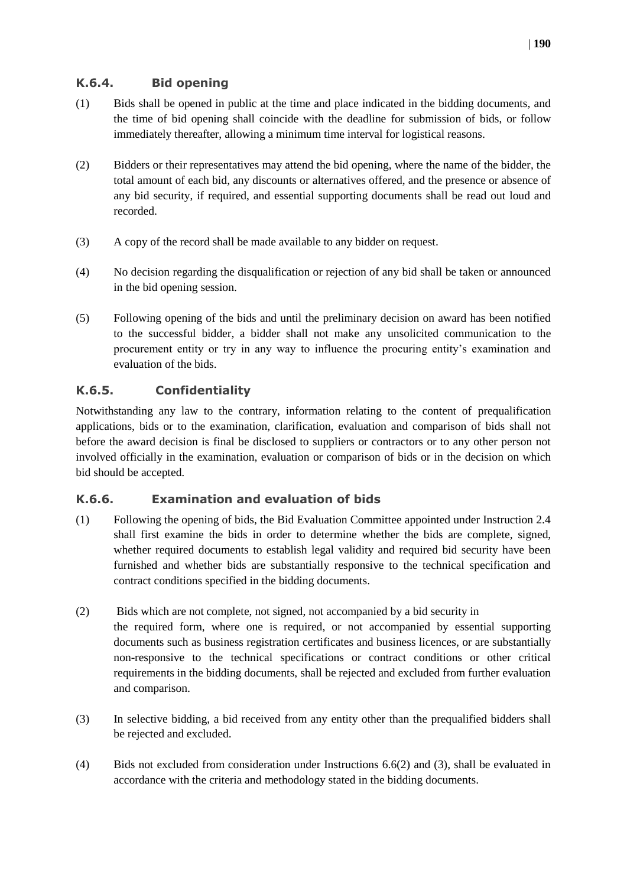### K.6.4. Bid opening

(1) Bids shall be opened in public at the time and place indicated in the bidding documents, and the time of bid opening shall coincide with the deadline for submission of bids, or follow immediately thereafter, allowing a minimum time interval for logistical reasons.

(2) Bidders or their representatives may attend the bid opening, where the name of the bidder, the total amount of each bid, any discounts or alternatives offered, and the presence or absence of any bid security, if required, and essential supporting documents shall be read out loud and recorded.

(3) A copy of the record shall be made available to any bidder on request.

(4) No decision regarding the disqualification or rejection of any bid shall be taken or announced in the bid opening session.

(5) Following opening of the bids and until the preliminary decision on award has been notified to the successful bidder, a bidder shall not make any unsolicited communication to the procurement entity or try in any way to influence the procuring entity's examination and evaluation of the bids.

### K.6.5. Confidentiality

Notwithstanding any law to the contrary, information relating to the content of prequalification applications, bids or to the examination, clarification, evaluation and comparison of bids shall not before the award decision is final be disclosed to suppliers or contractors or to any other person not involved officially in the examination, evaluation or comparison of bids or in the decision on which bid should be accepted.

### K.6.6. Examination and evaluation of bids

(1) Following the opening of bids, the Bid Evaluation Committee appointed under Instruction 2.4 shall first examine the bids in order to determine whether the bids are complete, signed, whether required documents to establish legal validity and required bid security have been furnished and whether bids are substantially responsive to the technical specification and contract conditions specified in the bidding documents.

(2) Bids which are not complete, not signed, not accompanied by a bid security in the required form, where one is required, or not accompanied by essential supporting documents such as business registration certificates and business licences, or are substantially non-responsive to the technical specifications or contract conditions or other critical requirements in the bidding documents, shall be rejected and excluded from further evaluation and comparison.

(3) In selective bidding, a bid received from any entity other than the prequalified bidders shall be rejected and excluded.

(4) Bids not excluded from consideration under Instructions 6.6(2) and (3), shall be evaluated in accordance with the criteria and methodology stated in the bidding documents.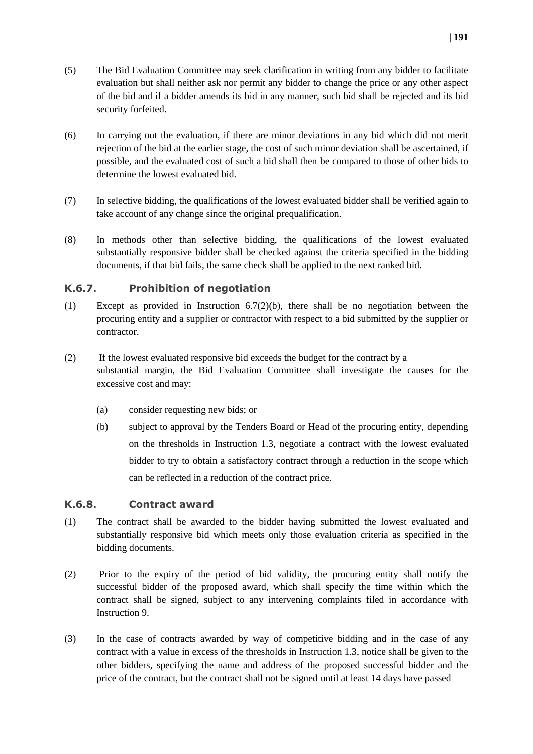(5) The Bid Evaluation Committee may seek clarification in writing from any bidder to facilitate evaluation but shall neither ask nor permit any bidder to change the price or any other aspect of the bid and if a bidder amends its bid in any manner, such bid shall be rejected and its bid security forfeited.

(6) In carrying out the evaluation, if there are minor deviations in any bid which did not merit rejection of the bid at the earlier stage, the cost of such minor deviation shall be ascertained, if possible, and the evaluated cost of such a bid shall then be compared to those of other bids to determine the lowest evaluated bid.

(7) In selective bidding, the qualifications of the lowest evaluated bidder shall be verified again to take account of any change since the original prequalification.

(8) In methods other than selective bidding, the qualifications of the lowest evaluated substantially responsive bidder shall be checked against the criteria specified in the bidding documents, if that bid fails, the same check shall be applied to the next ranked bid.

### K.6.7. Prohibition of negotiation

(1) Except as provided in Instruction 6.7(2)(b), there shall be no negotiation between the procuring entity and a supplier or contractor with respect to a bid submitted by the supplier or contractor.

(2) If the lowest evaluated responsive bid exceeds the budget for the contract by a substantial margin, the Bid Evaluation Committee shall investigate the causes for the excessive cost and may:

  (a) consider requesting new bids; or

  (b) subject to approval by the Tenders Board or Head of the procuring entity, depending on the thresholds in Instruction 1.3, negotiate a contract with the lowest evaluated bidder to try to obtain a satisfactory contract through a reduction in the scope which can be reflected in a reduction of the contract price.

### K.6.8. Contract award

(1) The contract shall be awarded to the bidder having submitted the lowest evaluated and substantially responsive bid which meets only those evaluation criteria as specified in the bidding documents.

(2) Prior to the expiry of the period of bid validity, the procuring entity shall notify the successful bidder of the proposed award, which shall specify the time within which the contract shall be signed, subject to any intervening complaints filed in accordance with Instruction 9.

(3) In the case of contracts awarded by way of competitive bidding and in the case of any contract with a value in excess of the thresholds in Instruction 1.3, notice shall be given to the other bidders, specifying the name and address of the proposed successful bidder and the price of the contract, but the contract shall not be signed until at least 14 days have passed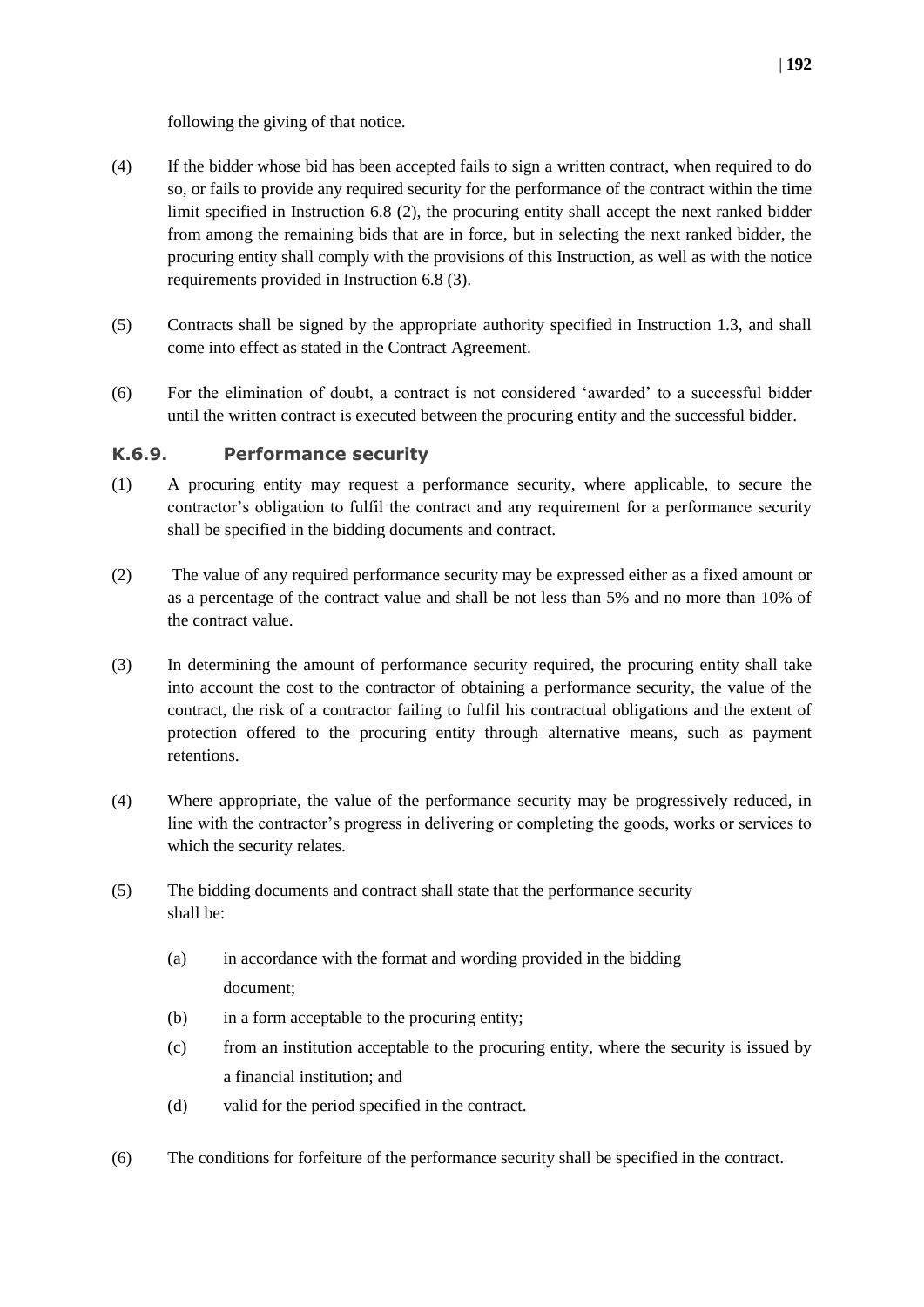following the giving of that notice.

(4) If the bidder whose bid has been accepted fails to sign a written contract, when required to do so, or fails to provide any required security for the performance of the contract within the time limit specified in Instruction 6.8 (2), the procuring entity shall accept the next ranked bidder from among the remaining bids that are in force, but in selecting the next ranked bidder, the procuring entity shall comply with the provisions of this Instruction, as well as with the notice requirements provided in Instruction 6.8 (3).

(5) Contracts shall be signed by the appropriate authority specified in Instruction 1.3, and shall come into effect as stated in the Contract Agreement.

(6) For the elimination of doubt, a contract is not considered 'awarded' to a successful bidder until the written contract is executed between the procuring entity and the successful bidder.

### K.6.9. Performance security

(1) A procuring entity may request a performance security, where applicable, to secure the contractor's obligation to fulfil the contract and any requirement for a performance security shall be specified in the bidding documents and contract.

(2) The value of any required performance security may be expressed either as a fixed amount or as a percentage of the contract value and shall be not less than 5% and no more than 10% of the contract value.

(3) In determining the amount of performance security required, the procuring entity shall take into account the cost to the contractor of obtaining a performance security, the value of the contract, the risk of a contractor failing to fulfil his contractual obligations and the extent of protection offered to the procuring entity through alternative means, such as payment retentions.

(4) Where appropriate, the value of the performance security may be progressively reduced, in line with the contractor's progress in delivering or completing the goods, works or services to which the security relates.

(5) The bidding documents and contract shall state that the performance security shall be:

   (a) in accordance with the format and wording provided in the bidding document;
   (b) in a form acceptable to the procuring entity;
   (c) from an institution acceptable to the procuring entity, where the security is issued by a financial institution; and
   (d) valid for the period specified in the contract.

(6) The conditions for forfeiture of the performance security shall be specified in the contract.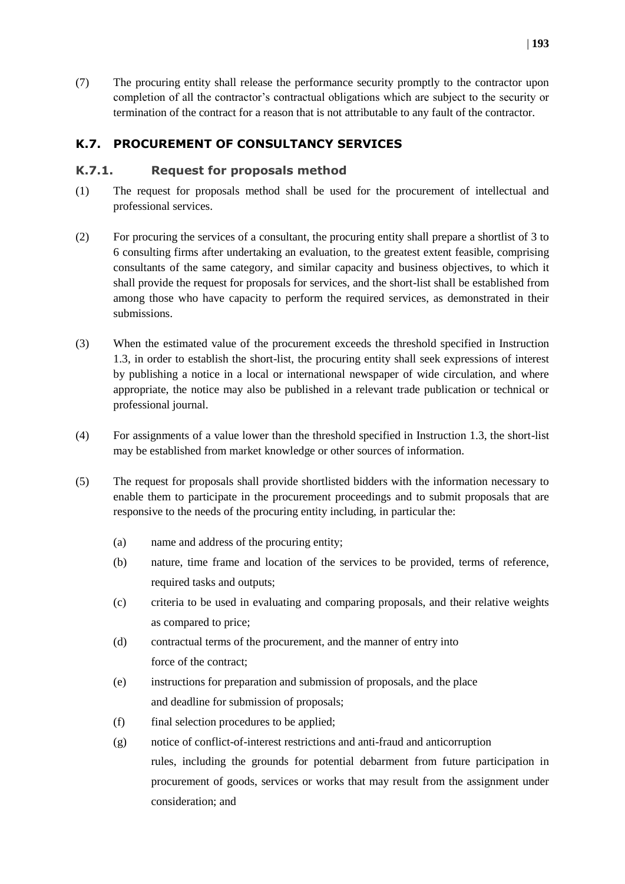(7) The procuring entity shall release the performance security promptly to the contractor upon completion of all the contractor's contractual obligations which are subject to the security or termination of the contract for a reason that is not attributable to any fault of the contractor.

## K.7. PROCUREMENT OF CONSULTANCY SERVICES

### K.7.1. Request for proposals method

(1) The request for proposals method shall be used for the procurement of intellectual and professional services.

(2) For procuring the services of a consultant, the procuring entity shall prepare a shortlist of 3 to 6 consulting firms after undertaking an evaluation, to the greatest extent feasible, comprising consultants of the same category, and similar capacity and business objectives, to which it shall provide the request for proposals for services, and the short-list shall be established from among those who have capacity to perform the required services, as demonstrated in their submissions.

(3) When the estimated value of the procurement exceeds the threshold specified in Instruction 1.3, in order to establish the short-list, the procuring entity shall seek expressions of interest by publishing a notice in a local or international newspaper of wide circulation, and where appropriate, the notice may also be published in a relevant trade publication or technical or professional journal.

(4) For assignments of a value lower than the threshold specified in Instruction 1.3, the short-list may be established from market knowledge or other sources of information.

(5) The request for proposals shall provide shortlisted bidders with the information necessary to enable them to participate in the procurement proceedings and to submit proposals that are responsive to the needs of the procuring entity including, in particular the:

(a) name and address of the procuring entity;

(b) nature, time frame and location of the services to be provided, terms of reference, required tasks and outputs;

(c) criteria to be used in evaluating and comparing proposals, and their relative weights as compared to price;

(d) contractual terms of the procurement, and the manner of entry into force of the contract;

(e) instructions for preparation and submission of proposals, and the place and deadline for submission of proposals;

(f) final selection procedures to be applied;

(g) notice of conflict-of-interest restrictions and anti-fraud and anticorruption rules, including the grounds for potential debarment from future participation in procurement of goods, services or works that may result from the assignment under consideration; and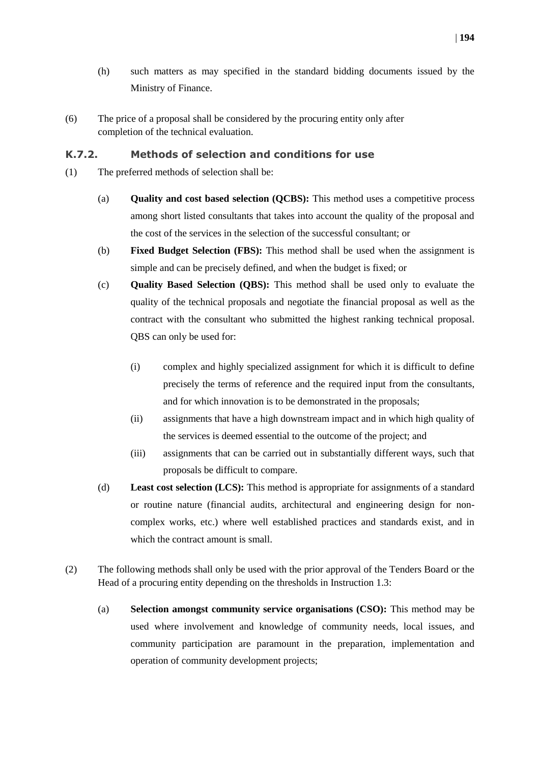(h) such matters as may specified in the standard bidding documents issued by the Ministry of Finance.

(6) The price of a proposal shall be considered by the procuring entity only after completion of the technical evaluation.

### K.7.2. Methods of selection and conditions for use

(1) The preferred methods of selection shall be:

(a) **Quality and cost based selection (QCBS):** This method uses a competitive process among short listed consultants that takes into account the quality of the proposal and the cost of the services in the selection of the successful consultant; or

(b) **Fixed Budget Selection (FBS):** This method shall be used when the assignment is simple and can be precisely defined, and when the budget is fixed; or

(c) **Quality Based Selection (QBS):** This method shall be used only to evaluate the quality of the technical proposals and negotiate the financial proposal as well as the contract with the consultant who submitted the highest ranking technical proposal. QBS can only be used for:

(i) complex and highly specialized assignment for which it is difficult to define precisely the terms of reference and the required input from the consultants, and for which innovation is to be demonstrated in the proposals;

(ii) assignments that have a high downstream impact and in which high quality of the services is deemed essential to the outcome of the project; and

(iii) assignments that can be carried out in substantially different ways, such that proposals be difficult to compare.

(d) **Least cost selection (LCS):** This method is appropriate for assignments of a standard or routine nature (financial audits, architectural and engineering design for non-complex works, etc.) where well established practices and standards exist, and in which the contract amount is small.

(2) The following methods shall only be used with the prior approval of the Tenders Board or the Head of a procuring entity depending on the thresholds in Instruction 1.3:

(a) **Selection amongst community service organisations (CSO):** This method may be used where involvement and knowledge of community needs, local issues, and community participation are paramount in the preparation, implementation and operation of community development projects;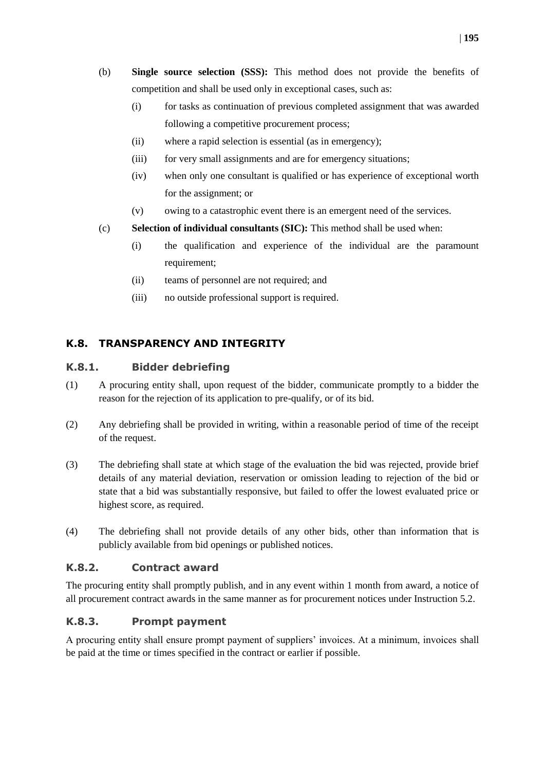(b) **Single source selection (SSS):** This method does not provide the benefits of competition and shall be used only in exceptional cases, such as:

   (i) for tasks as continuation of previous completed assignment that was awarded following a competitive procurement process;

   (ii) where a rapid selection is essential (as in emergency);

   (iii) for very small assignments and are for emergency situations;

   (iv) when only one consultant is qualified or has experience of exceptional worth for the assignment; or

   (v) owing to a catastrophic event there is an emergent need of the services.

(c) **Selection of individual consultants (SIC):** This method shall be used when:

   (i) the qualification and experience of the individual are the paramount requirement;

   (ii) teams of personnel are not required; and

   (iii) no outside professional support is required.

## K.8. TRANSPARENCY AND INTEGRITY

### K.8.1. Bidder debriefing

(1) A procuring entity shall, upon request of the bidder, communicate promptly to a bidder the reason for the rejection of its application to pre-qualify, or of its bid.

(2) Any debriefing shall be provided in writing, within a reasonable period of time of the receipt of the request.

(3) The debriefing shall state at which stage of the evaluation the bid was rejected, provide brief details of any material deviation, reservation or omission leading to rejection of the bid or state that a bid was substantially responsive, but failed to offer the lowest evaluated price or highest score, as required.

(4) The debriefing shall not provide details of any other bids, other than information that is publicly available from bid openings or published notices.

### K.8.2. Contract award

The procuring entity shall promptly publish, and in any event within 1 month from award, a notice of all procurement contract awards in the same manner as for procurement notices under Instruction 5.2.

### K.8.3. Prompt payment

A procuring entity shall ensure prompt payment of suppliers' invoices. At a minimum, invoices shall be paid at the time or times specified in the contract or earlier if possible.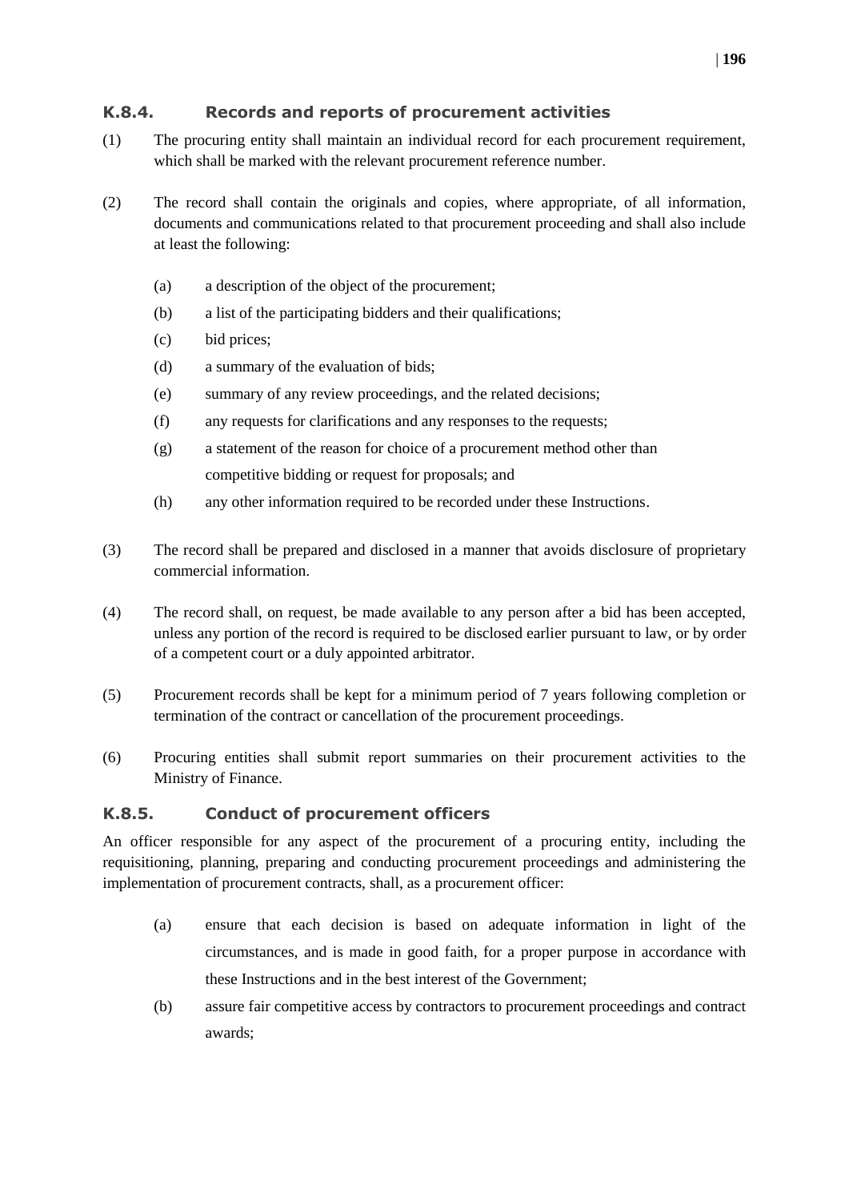### K.8.4. Records and reports of procurement activities

(1) The procuring entity shall maintain an individual record for each procurement requirement, which shall be marked with the relevant procurement reference number.

(2) The record shall contain the originals and copies, where appropriate, of all information, documents and communications related to that procurement proceeding and shall also include at least the following:

- (a) a description of the object of the procurement;
- (b) a list of the participating bidders and their qualifications;
- (c) bid prices;
- (d) a summary of the evaluation of bids;
- (e) summary of any review proceedings, and the related decisions;
- (f) any requests for clarifications and any responses to the requests;
- (g) a statement of the reason for choice of a procurement method other than competitive bidding or request for proposals; and
- (h) any other information required to be recorded under these Instructions.

(3) The record shall be prepared and disclosed in a manner that avoids disclosure of proprietary commercial information.

(4) The record shall, on request, be made available to any person after a bid has been accepted, unless any portion of the record is required to be disclosed earlier pursuant to law, or by order of a competent court or a duly appointed arbitrator.

(5) Procurement records shall be kept for a minimum period of 7 years following completion or termination of the contract or cancellation of the procurement proceedings.

(6) Procuring entities shall submit report summaries on their procurement activities to the Ministry of Finance.

### K.8.5. Conduct of procurement officers

An officer responsible for any aspect of the procurement of a procuring entity, including the requisitioning, planning, preparing and conducting procurement proceedings and administering the implementation of procurement contracts, shall, as a procurement officer:

- (a) ensure that each decision is based on adequate information in light of the circumstances, and is made in good faith, for a proper purpose in accordance with these Instructions and in the best interest of the Government;
- (b) assure fair competitive access by contractors to procurement proceedings and contract awards;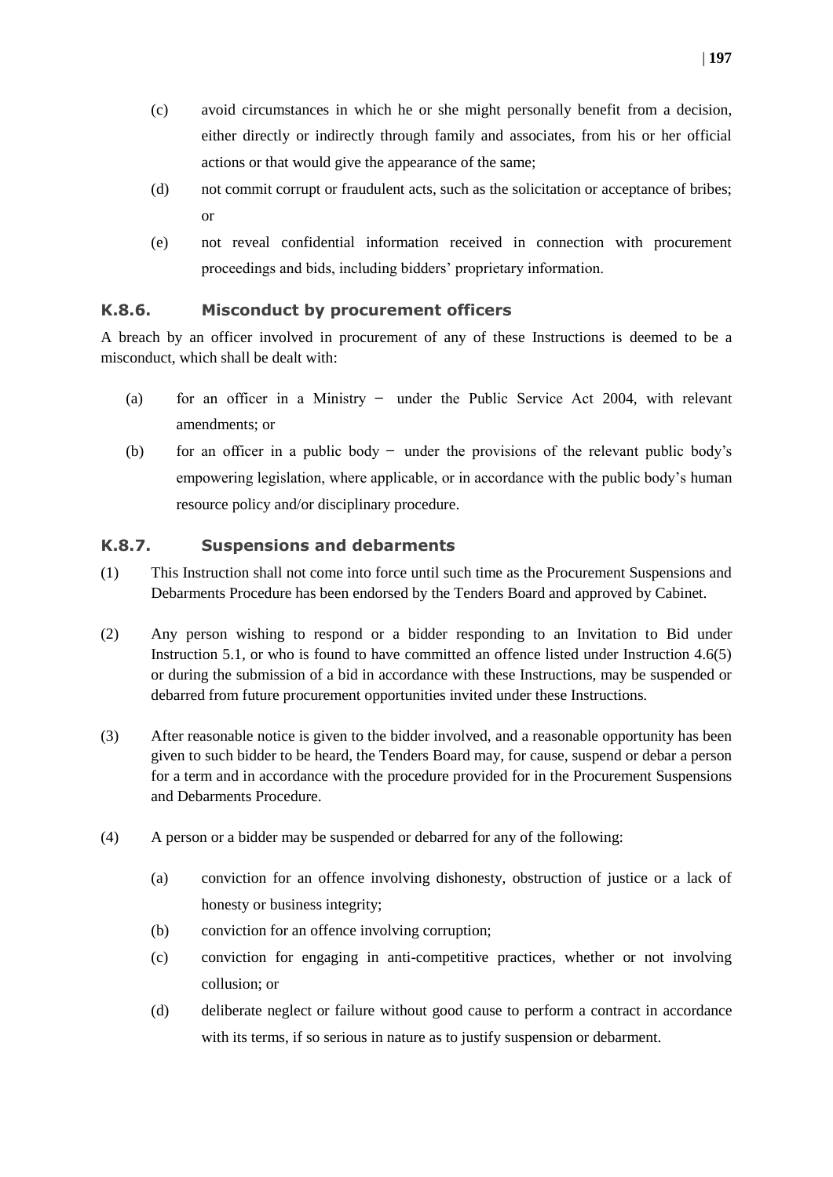(c) avoid circumstances in which he or she might personally benefit from a decision, either directly or indirectly through family and associates, from his or her official actions or that would give the appearance of the same;

(d) not commit corrupt or fraudulent acts, such as the solicitation or acceptance of bribes; or

(e) not reveal confidential information received in connection with procurement proceedings and bids, including bidders' proprietary information.

### K.8.6. Misconduct by procurement officers

A breach by an officer involved in procurement of any of these Instructions is deemed to be a misconduct, which shall be dealt with:

(a) for an officer in a Ministry − under the Public Service Act 2004, with relevant amendments; or

(b) for an officer in a public body − under the provisions of the relevant public body's empowering legislation, where applicable, or in accordance with the public body's human resource policy and/or disciplinary procedure.

### K.8.7. Suspensions and debarments

(1) This Instruction shall not come into force until such time as the Procurement Suspensions and Debarments Procedure has been endorsed by the Tenders Board and approved by Cabinet.

(2) Any person wishing to respond or a bidder responding to an Invitation to Bid under Instruction 5.1, or who is found to have committed an offence listed under Instruction 4.6(5) or during the submission of a bid in accordance with these Instructions, may be suspended or debarred from future procurement opportunities invited under these Instructions.

(3) After reasonable notice is given to the bidder involved, and a reasonable opportunity has been given to such bidder to be heard, the Tenders Board may, for cause, suspend or debar a person for a term and in accordance with the procedure provided for in the Procurement Suspensions and Debarments Procedure.

(4) A person or a bidder may be suspended or debarred for any of the following:

(a) conviction for an offence involving dishonesty, obstruction of justice or a lack of honesty or business integrity;

(b) conviction for an offence involving corruption;

(c) conviction for engaging in anti-competitive practices, whether or not involving collusion; or

(d) deliberate neglect or failure without good cause to perform a contract in accordance with its terms, if so serious in nature as to justify suspension or debarment.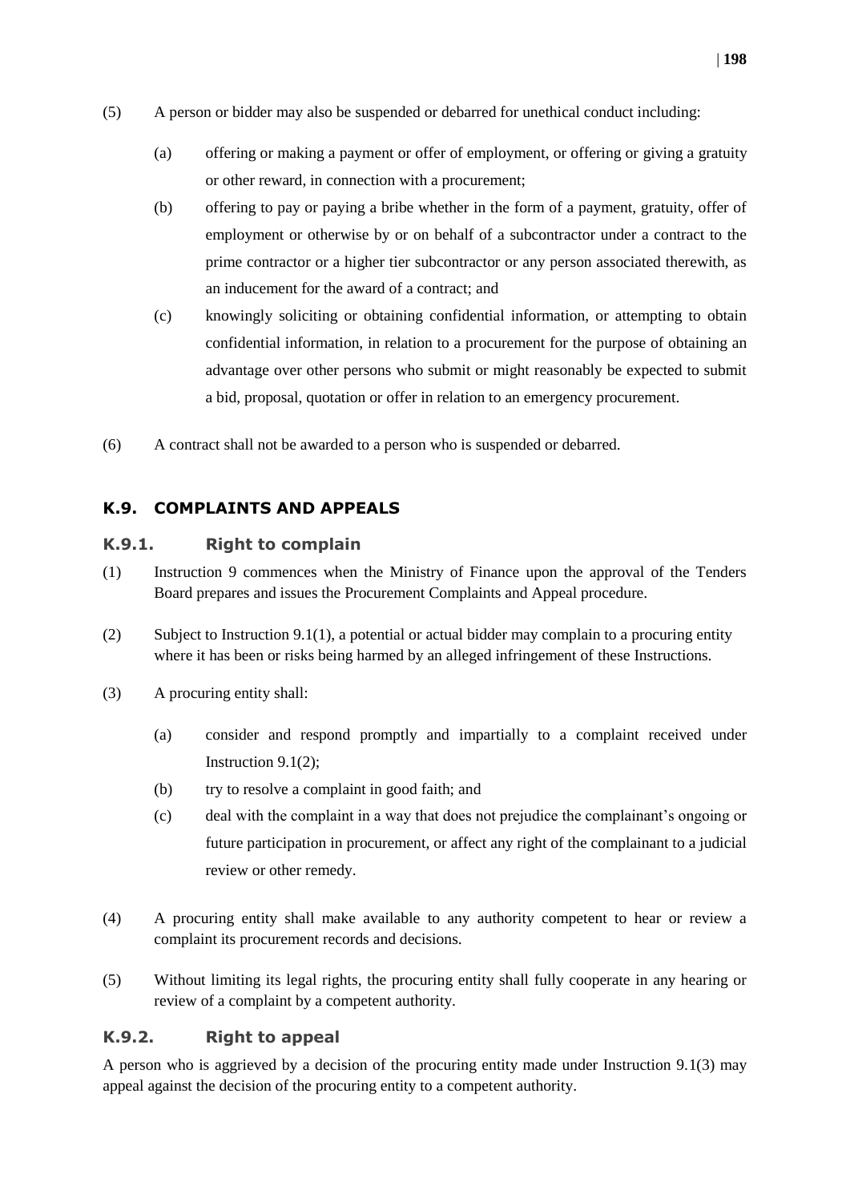(5) A person or bidder may also be suspended or debarred for unethical conduct including:

(a) offering or making a payment or offer of employment, or offering or giving a gratuity or other reward, in connection with a procurement;

(b) offering to pay or paying a bribe whether in the form of a payment, gratuity, offer of employment or otherwise by or on behalf of a subcontractor under a contract to the prime contractor or a higher tier subcontractor or any person associated therewith, as an inducement for the award of a contract; and

(c) knowingly soliciting or obtaining confidential information, or attempting to obtain confidential information, in relation to a procurement for the purpose of obtaining an advantage over other persons who submit or might reasonably be expected to submit a bid, proposal, quotation or offer in relation to an emergency procurement.

(6) A contract shall not be awarded to a person who is suspended or debarred.

## K.9. COMPLAINTS AND APPEALS

### K.9.1. Right to complain

(1) Instruction 9 commences when the Ministry of Finance upon the approval of the Tenders Board prepares and issues the Procurement Complaints and Appeal procedure.

(2) Subject to Instruction 9.1(1), a potential or actual bidder may complain to a procuring entity where it has been or risks being harmed by an alleged infringement of these Instructions.

(3) A procuring entity shall:

(a) consider and respond promptly and impartially to a complaint received under Instruction 9.1(2);

(b) try to resolve a complaint in good faith; and

(c) deal with the complaint in a way that does not prejudice the complainant's ongoing or future participation in procurement, or affect any right of the complainant to a judicial review or other remedy.

(4) A procuring entity shall make available to any authority competent to hear or review a complaint its procurement records and decisions.

(5) Without limiting its legal rights, the procuring entity shall fully cooperate in any hearing or review of a complaint by a competent authority.

### K.9.2. Right to appeal

A person who is aggrieved by a decision of the procuring entity made under Instruction 9.1(3) may appeal against the decision of the procuring entity to a competent authority.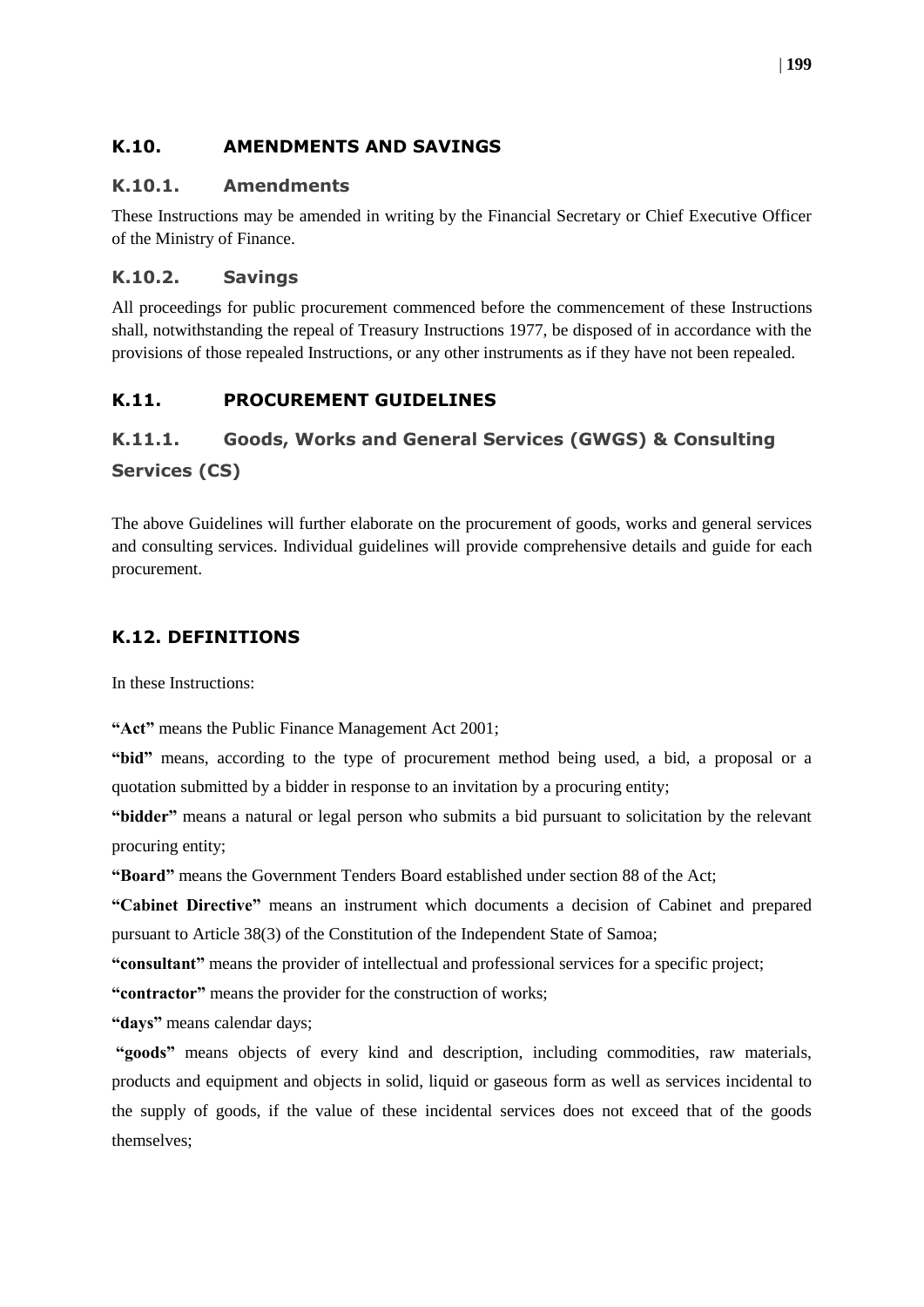## K.10. AMENDMENTS AND SAVINGS

### K.10.1. Amendments

These Instructions may be amended in writing by the Financial Secretary or Chief Executive Officer of the Ministry of Finance.

### K.10.2. Savings

All proceedings for public procurement commenced before the commencement of these Instructions shall, notwithstanding the repeal of Treasury Instructions 1977, be disposed of in accordance with the provisions of those repealed Instructions, or any other instruments as if they have not been repealed.

## K.11. PROCUREMENT GUIDELINES

### K.11.1. Goods, Works and General Services (GWGS) & Consulting Services (CS)

The above Guidelines will further elaborate on the procurement of goods, works and general services and consulting services. Individual guidelines will provide comprehensive details and guide for each procurement.

## K.12. DEFINITIONS

In these Instructions:

**"Act"** means the Public Finance Management Act 2001;

**"bid"** means, according to the type of procurement method being used, a bid, a proposal or a quotation submitted by a bidder in response to an invitation by a procuring entity;

**"bidder"** means a natural or legal person who submits a bid pursuant to solicitation by the relevant procuring entity;

**"Board"** means the Government Tenders Board established under section 88 of the Act;

**"Cabinet Directive"** means an instrument which documents a decision of Cabinet and prepared pursuant to Article 38(3) of the Constitution of the Independent State of Samoa;

**"consultant"** means the provider of intellectual and professional services for a specific project;

**"contractor"** means the provider for the construction of works;

**"days"** means calendar days;

**"goods"** means objects of every kind and description, including commodities, raw materials, products and equipment and objects in solid, liquid or gaseous form as well as services incidental to the supply of goods, if the value of these incidental services does not exceed that of the goods themselves;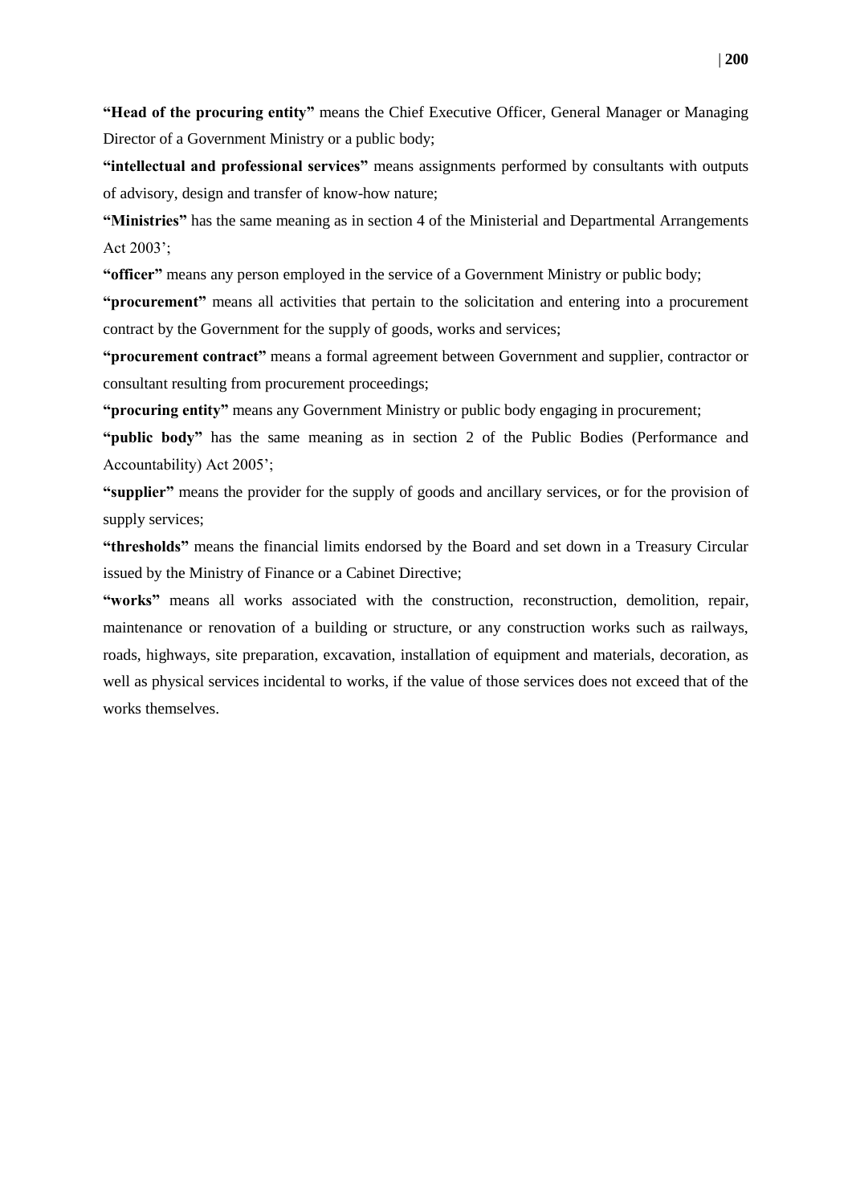**"Head of the procuring entity"** means the Chief Executive Officer, General Manager or Managing Director of a Government Ministry or a public body;

**"intellectual and professional services"** means assignments performed by consultants with outputs of advisory, design and transfer of know-how nature;

**"Ministries"** has the same meaning as in section 4 of the Ministerial and Departmental Arrangements Act 2003';

**"officer"** means any person employed in the service of a Government Ministry or public body;

**"procurement"** means all activities that pertain to the solicitation and entering into a procurement contract by the Government for the supply of goods, works and services;

**"procurement contract"** means a formal agreement between Government and supplier, contractor or consultant resulting from procurement proceedings;

**"procuring entity"** means any Government Ministry or public body engaging in procurement;

**"public body"** has the same meaning as in section 2 of the Public Bodies (Performance and Accountability) Act 2005';

**"supplier"** means the provider for the supply of goods and ancillary services, or for the provision of supply services;

**"thresholds"** means the financial limits endorsed by the Board and set down in a Treasury Circular issued by the Ministry of Finance or a Cabinet Directive;

**"works"** means all works associated with the construction, reconstruction, demolition, repair, maintenance or renovation of a building or structure, or any construction works such as railways, roads, highways, site preparation, excavation, installation of equipment and materials, decoration, as well as physical services incidental to works, if the value of those services does not exceed that of the works themselves.